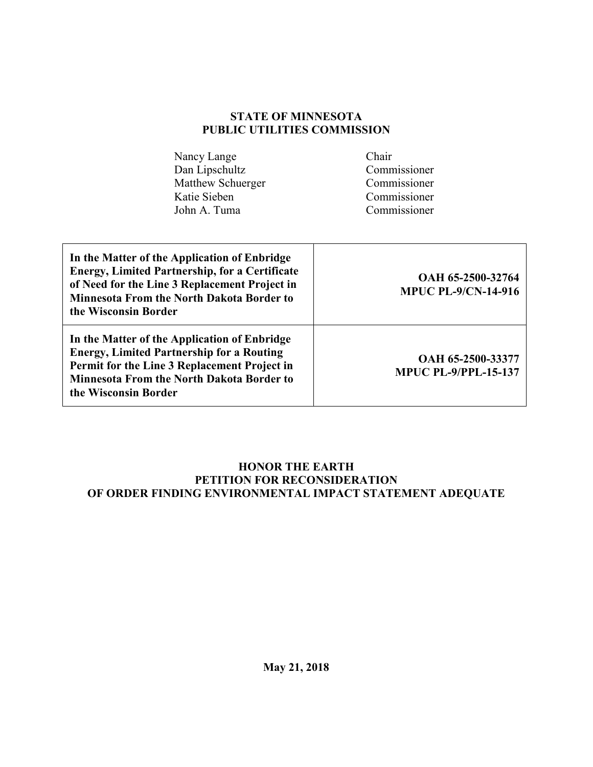**STATE OF MINNESOTA**
**PUBLIC UTILITIES COMMISSION**

| | |
|---|---|
| Nancy Lange | Chair |
| Dan Lipschultz | Commissioner |
| Matthew Schuerger | Commissioner |
| Katie Sieben | Commissioner |
| John A. Tuma | Commissioner |

| | |
|---|---|
| **In the Matter of the Application of Enbridge Energy, Limited Partnership, for a Certificate of Need for the Line 3 Replacement Project in Minnesota From the North Dakota Border to the Wisconsin Border** | **OAH 65-2500-32764**<br>**MPUC PL-9/CN-14-916** |
| **In the Matter of the Application of Enbridge Energy, Limited Partnership for a Routing Permit for the Line 3 Replacement Project in Minnesota From the North Dakota Border to the Wisconsin Border** | **OAH 65-2500-33377**<br>**MPUC PL-9/PPL-15-137** |

**HONOR THE EARTH**
**PETITION FOR RECONSIDERATION**
**OF ORDER FINDING ENVIRONMENTAL IMPACT STATEMENT ADEQUATE**

**May 21, 2018**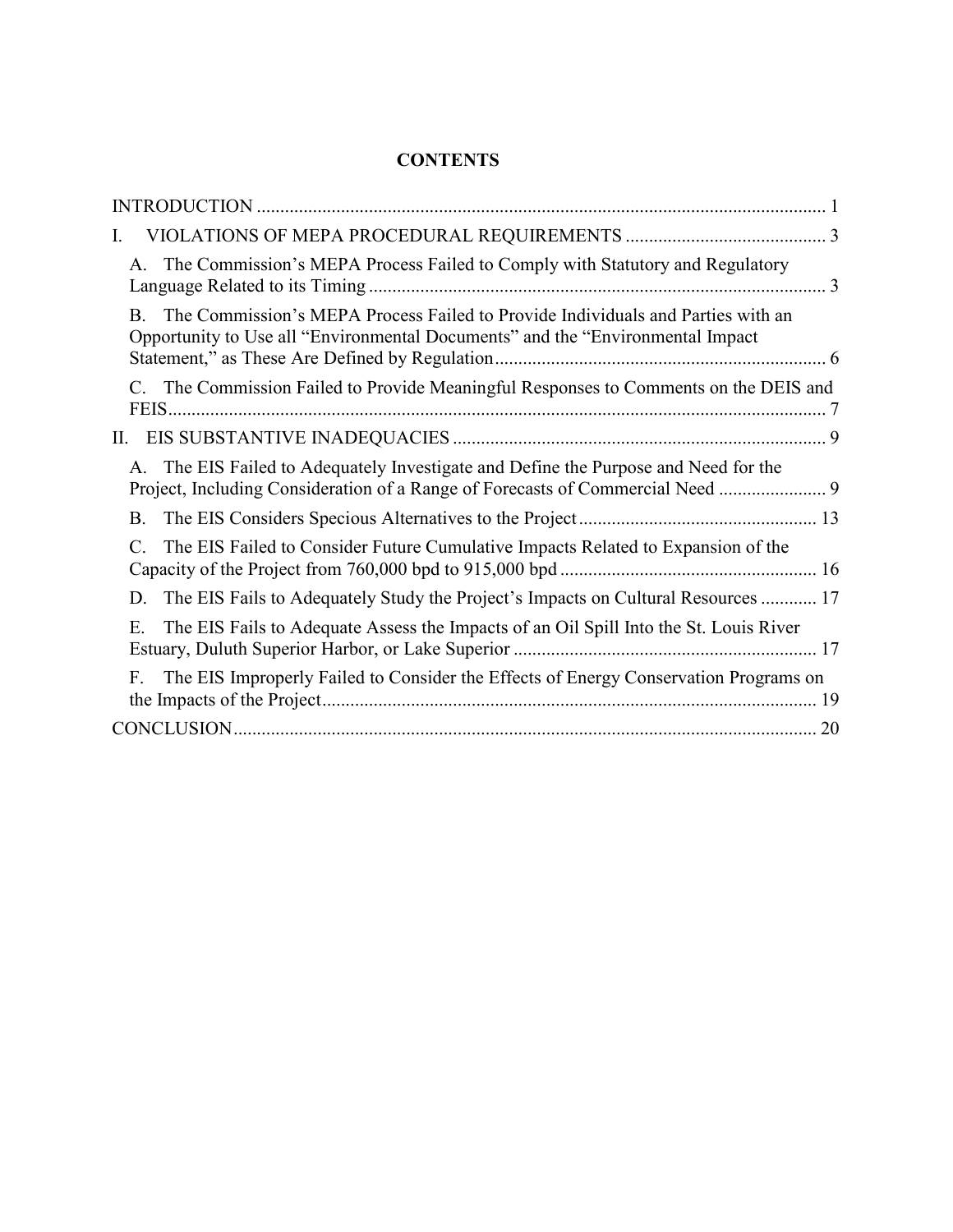# CONTENTS

INTRODUCTION ........................................................................................................................ 1

I. VIOLATIONS OF MEPA PROCEDURAL REQUIREMENTS .......................................... 3

A. The Commission's MEPA Process Failed to Comply with Statutory and Regulatory Language Related to its Timing .................................................................................. 3

B. The Commission's MEPA Process Failed to Provide Individuals and Parties with an Opportunity to Use all "Environmental Documents" and the "Environmental Impact Statement," as These Are Defined by Regulation ....................................................................... 6

C. The Commission Failed to Provide Meaningful Responses to Comments on the DEIS and FEIS ............................................................................................................................. 7

II. EIS SUBSTANTIVE INADEQUACIES ................................................................................ 9

A. The EIS Failed to Adequately Investigate and Define the Purpose and Need for the Project, Including Consideration of a Range of Forecasts of Commercial Need ....................... 9

B. The EIS Considers Specious Alternatives to the Project .................................................. 13

C. The EIS Failed to Consider Future Cumulative Impacts Related to Expansion of the Capacity of the Project from 760,000 bpd to 915,000 bpd ...................................................... 16

D. The EIS Fails to Adequately Study the Project's Impacts on Cultural Resources ............ 17

E. The EIS Fails to Adequate Assess the Impacts of an Oil Spill Into the St. Louis River Estuary, Duluth Superior Harbor, or Lake Superior ................................................................ 17

F. The EIS Improperly Failed to Consider the Effects of Energy Conservation Programs on the Impacts of the Project ........................................................................................................ 19

CONCLUSION ............................................................................................................................ 20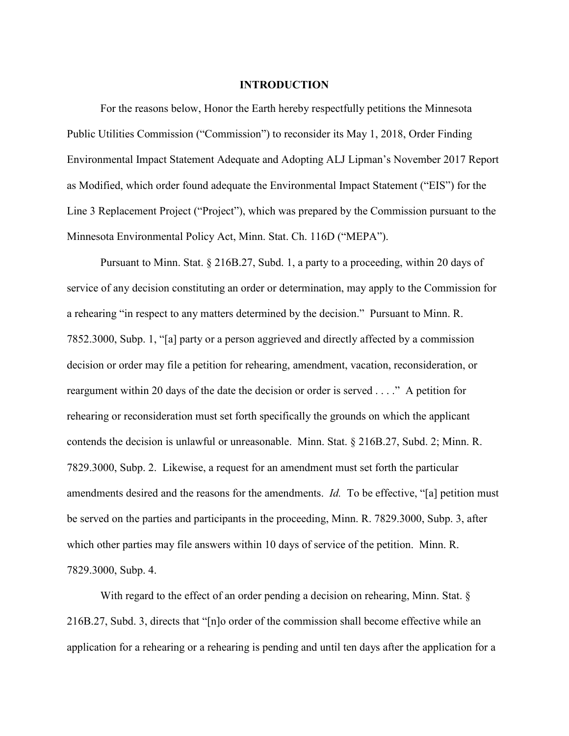## INTRODUCTION

For the reasons below, Honor the Earth hereby respectfully petitions the Minnesota Public Utilities Commission ("Commission") to reconsider its May 1, 2018, Order Finding Environmental Impact Statement Adequate and Adopting ALJ Lipman's November 2017 Report as Modified, which order found adequate the Environmental Impact Statement ("EIS") for the Line 3 Replacement Project ("Project"), which was prepared by the Commission pursuant to the Minnesota Environmental Policy Act, Minn. Stat. Ch. 116D ("MEPA").

Pursuant to Minn. Stat. § 216B.27, Subd. 1, a party to a proceeding, within 20 days of service of any decision constituting an order or determination, may apply to the Commission for a rehearing "in respect to any matters determined by the decision." Pursuant to Minn. R. 7852.3000, Subp. 1, "[a] party or a person aggrieved and directly affected by a commission decision or order may file a petition for rehearing, amendment, vacation, reconsideration, or reargument within 20 days of the date the decision or order is served . . . ." A petition for rehearing or reconsideration must set forth specifically the grounds on which the applicant contends the decision is unlawful or unreasonable. Minn. Stat. § 216B.27, Subd. 2; Minn. R. 7829.3000, Subp. 2. Likewise, a request for an amendment must set forth the particular amendments desired and the reasons for the amendments. *Id.* To be effective, "[a] petition must be served on the parties and participants in the proceeding, Minn. R. 7829.3000, Subp. 3, after which other parties may file answers within 10 days of service of the petition. Minn. R. 7829.3000, Subp. 4.

With regard to the effect of an order pending a decision on rehearing, Minn. Stat. § 216B.27, Subd. 3, directs that "[n]o order of the commission shall become effective while an application for a rehearing or a rehearing is pending and until ten days after the application for a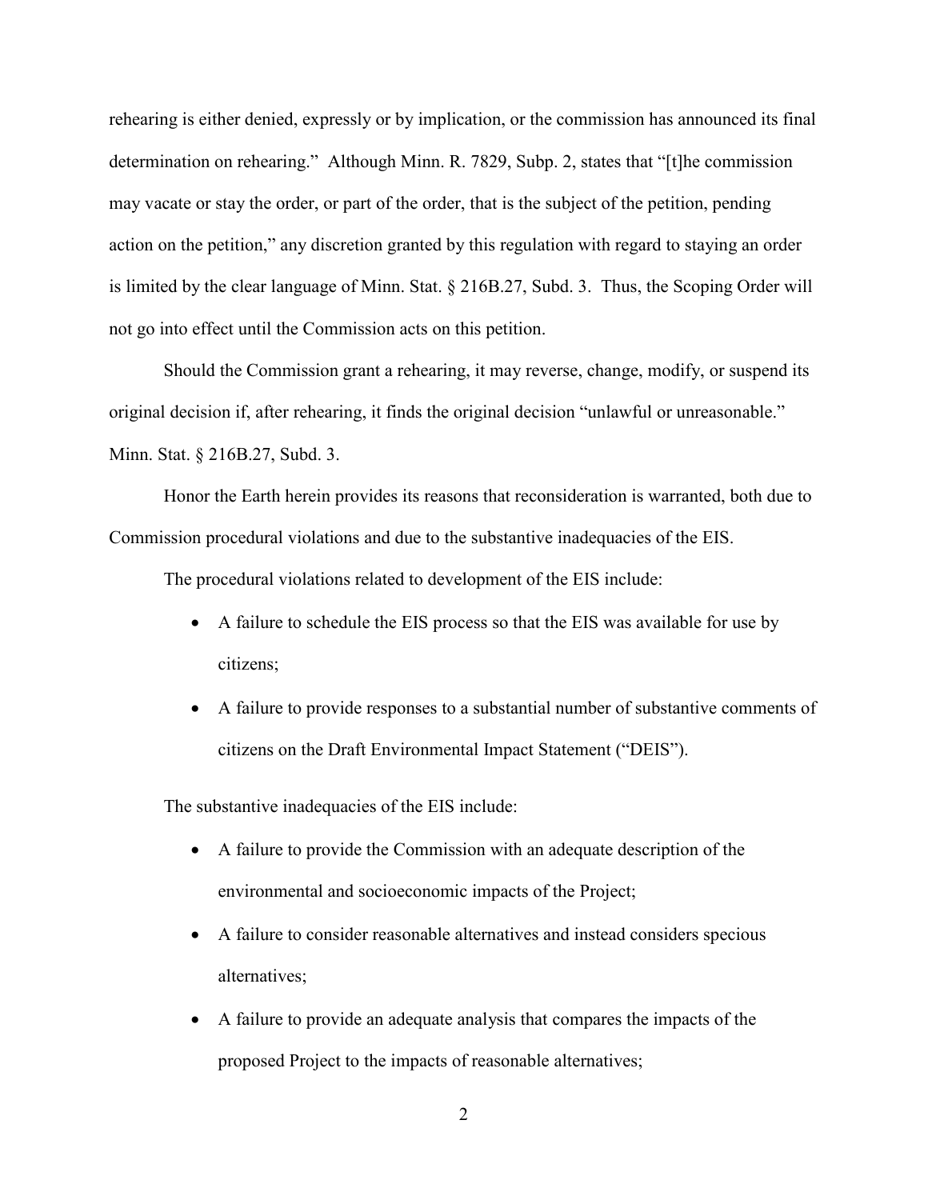rehearing is either denied, expressly or by implication, or the commission has announced its final determination on rehearing." Although Minn. R. 7829, Subp. 2, states that "[t]he commission may vacate or stay the order, or part of the order, that is the subject of the petition, pending action on the petition," any discretion granted by this regulation with regard to staying an order is limited by the clear language of Minn. Stat. § 216B.27, Subd. 3. Thus, the Scoping Order will not go into effect until the Commission acts on this petition.

Should the Commission grant a rehearing, it may reverse, change, modify, or suspend its original decision if, after rehearing, it finds the original decision "unlawful or unreasonable." Minn. Stat. § 216B.27, Subd. 3.

Honor the Earth herein provides its reasons that reconsideration is warranted, both due to Commission procedural violations and due to the substantive inadequacies of the EIS.

The procedural violations related to development of the EIS include:

- A failure to schedule the EIS process so that the EIS was available for use by citizens;
- A failure to provide responses to a substantial number of substantive comments of citizens on the Draft Environmental Impact Statement ("DEIS").

The substantive inadequacies of the EIS include:

- A failure to provide the Commission with an adequate description of the environmental and socioeconomic impacts of the Project;
- A failure to consider reasonable alternatives and instead considers specious alternatives;
- A failure to provide an adequate analysis that compares the impacts of the proposed Project to the impacts of reasonable alternatives;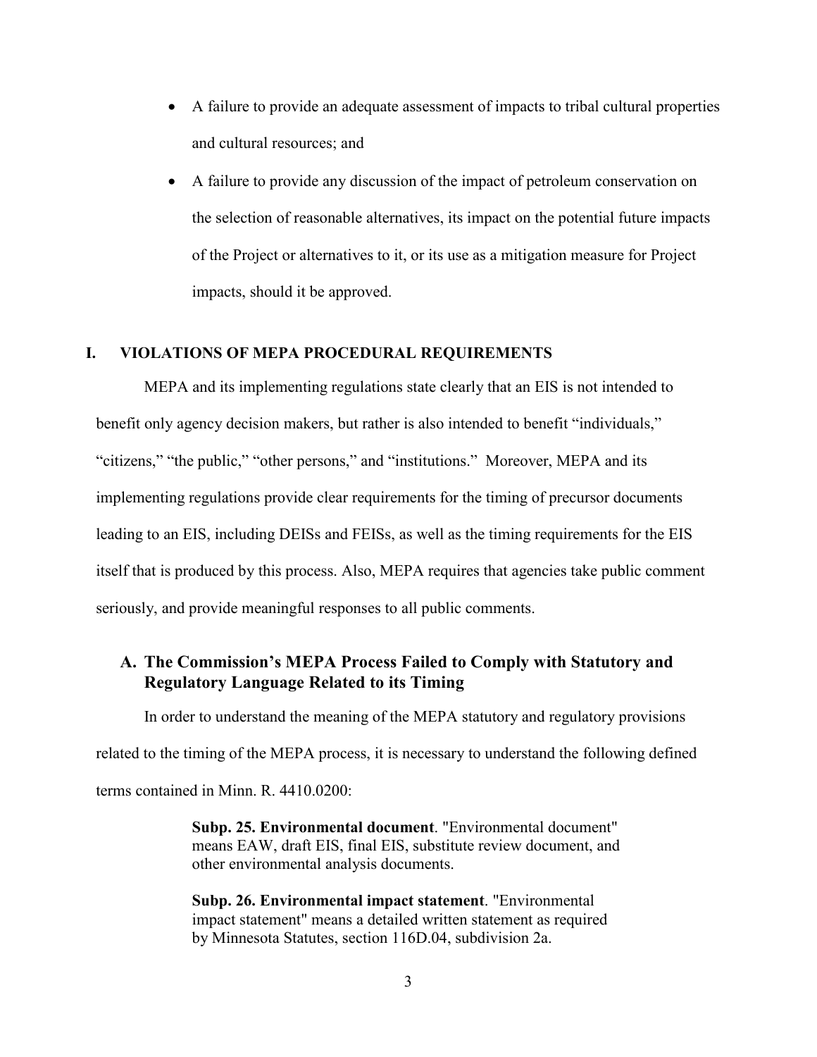- A failure to provide an adequate assessment of impacts to tribal cultural properties and cultural resources; and
- A failure to provide any discussion of the impact of petroleum conservation on the selection of reasonable alternatives, its impact on the potential future impacts of the Project or alternatives to it, or its use as a mitigation measure for Project impacts, should it be approved.

# I. VIOLATIONS OF MEPA PROCEDURAL REQUIREMENTS

MEPA and its implementing regulations state clearly that an EIS is not intended to benefit only agency decision makers, but rather is also intended to benefit "individuals," "citizens," "the public," "other persons," and "institutions." Moreover, MEPA and its implementing regulations provide clear requirements for the timing of precursor documents leading to an EIS, including DEISs and FEISs, as well as the timing requirements for the EIS itself that is produced by this process. Also, MEPA requires that agencies take public comment seriously, and provide meaningful responses to all public comments.

## A. The Commission's MEPA Process Failed to Comply with Statutory and Regulatory Language Related to its Timing

In order to understand the meaning of the MEPA statutory and regulatory provisions related to the timing of the MEPA process, it is necessary to understand the following defined terms contained in Minn. R. 4410.0200:

> **Subp. 25. Environmental document**. "Environmental document" means EAW, draft EIS, final EIS, substitute review document, and other environmental analysis documents.
>
> **Subp. 26. Environmental impact statement**. "Environmental impact statement" means a detailed written statement as required by Minnesota Statutes, section 116D.04, subdivision 2a.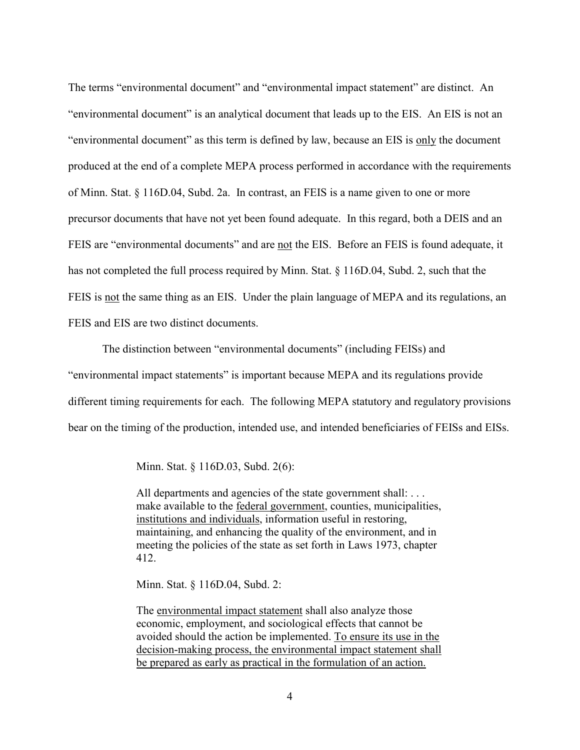The terms "environmental document" and "environmental impact statement" are distinct. An "environmental document" is an analytical document that leads up to the EIS. An EIS is not an "environmental document" as this term is defined by law, because an EIS is only the document produced at the end of a complete MEPA process performed in accordance with the requirements of Minn. Stat. § 116D.04, Subd. 2a. In contrast, an FEIS is a name given to one or more precursor documents that have not yet been found adequate. In this regard, both a DEIS and an FEIS are "environmental documents" and are not the EIS. Before an FEIS is found adequate, it has not completed the full process required by Minn. Stat. § 116D.04, Subd. 2, such that the FEIS is not the same thing as an EIS. Under the plain language of MEPA and its regulations, an FEIS and EIS are two distinct documents.

The distinction between "environmental documents" (including FEISs) and "environmental impact statements" is important because MEPA and its regulations provide different timing requirements for each. The following MEPA statutory and regulatory provisions bear on the timing of the production, intended use, and intended beneficiaries of FEISs and EISs.

> Minn. Stat. § 116D.03, Subd. 2(6):
>
> All departments and agencies of the state government shall: . . . make available to the federal government, counties, municipalities, institutions and individuals, information useful in restoring, maintaining, and enhancing the quality of the environment, and in meeting the policies of the state as set forth in Laws 1973, chapter 412.
>
> Minn. Stat. § 116D.04, Subd. 2:
>
> The environmental impact statement shall also analyze those economic, employment, and sociological effects that cannot be avoided should the action be implemented. To ensure its use in the decision-making process, the environmental impact statement shall be prepared as early as practical in the formulation of an action.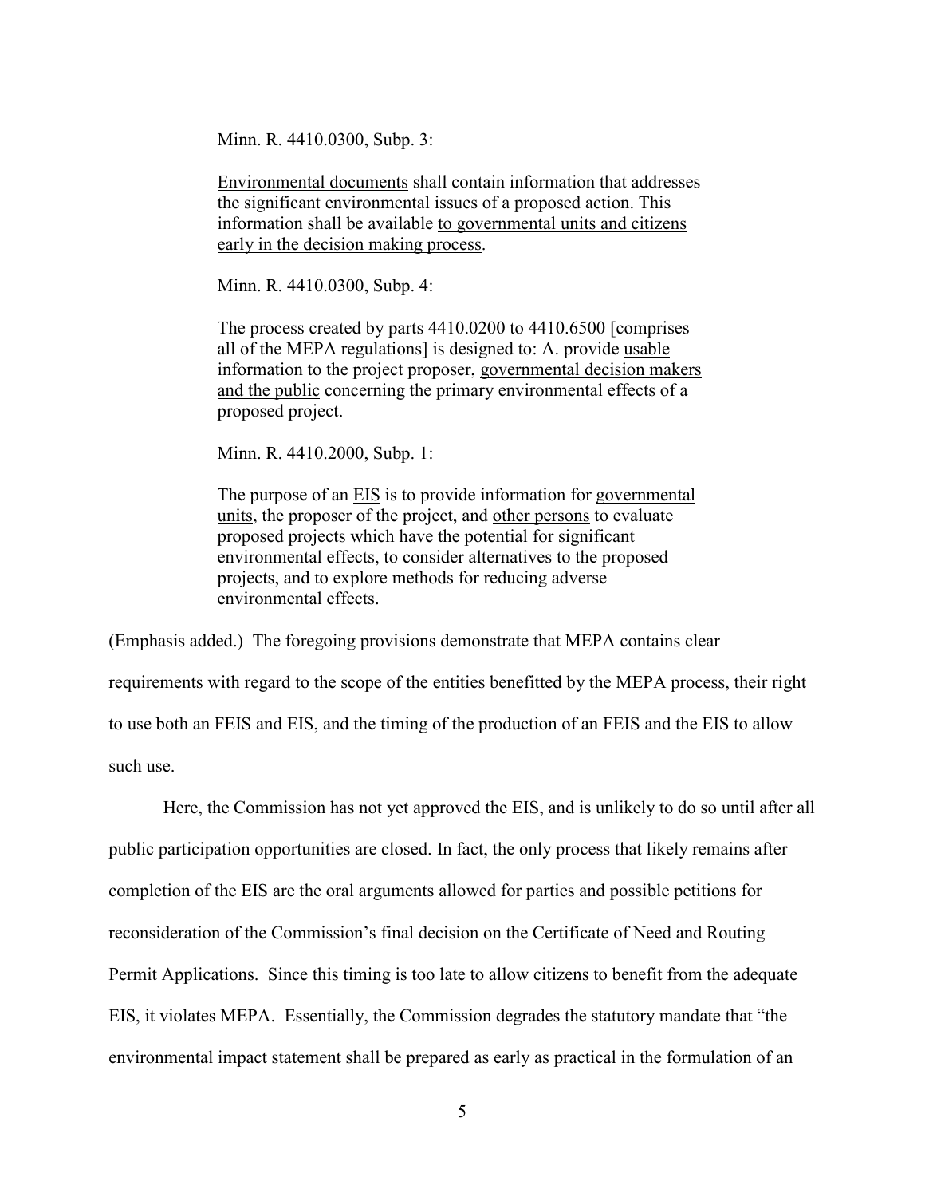> Minn. R. 4410.0300, Subp. 3:
>
> <u>Environmental documents</u> shall contain information that addresses the significant environmental issues of a proposed action. This information shall be available <u>to governmental units and citizens early in the decision making process</u>.
>
> Minn. R. 4410.0300, Subp. 4:
>
> The process created by parts 4410.0200 to 4410.6500 [comprises all of the MEPA regulations] is designed to: A. provide <u>usable</u> information to the project proposer, <u>governmental decision makers and the public</u> concerning the primary environmental effects of a proposed project.
>
> Minn. R. 4410.2000, Subp. 1:
>
> The purpose of an <u>EIS</u> is to provide information for <u>governmental units</u>, the proposer of the project, and <u>other persons</u> to evaluate proposed projects which have the potential for significant environmental effects, to consider alternatives to the proposed projects, and to explore methods for reducing adverse environmental effects.

(Emphasis added.) The foregoing provisions demonstrate that MEPA contains clear requirements with regard to the scope of the entities benefitted by the MEPA process, their right to use both an FEIS and EIS, and the timing of the production of an FEIS and the EIS to allow such use.

Here, the Commission has not yet approved the EIS, and is unlikely to do so until after all public participation opportunities are closed. In fact, the only process that likely remains after completion of the EIS are the oral arguments allowed for parties and possible petitions for reconsideration of the Commission's final decision on the Certificate of Need and Routing Permit Applications. Since this timing is too late to allow citizens to benefit from the adequate EIS, it violates MEPA. Essentially, the Commission degrades the statutory mandate that "the environmental impact statement shall be prepared as early as practical in the formulation of an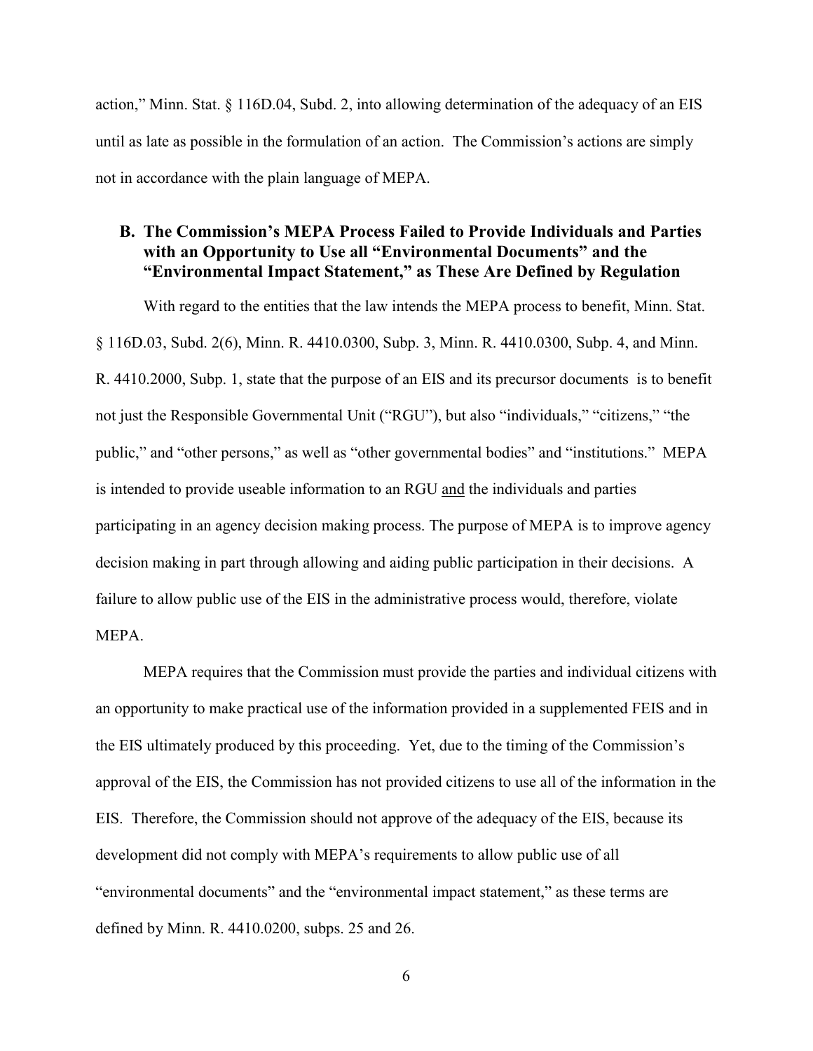action," Minn. Stat. § 116D.04, Subd. 2, into allowing determination of the adequacy of an EIS until as late as possible in the formulation of an action. The Commission's actions are simply not in accordance with the plain language of MEPA.

### B. The Commission's MEPA Process Failed to Provide Individuals and Parties with an Opportunity to Use all "Environmental Documents" and the "Environmental Impact Statement," as These Are Defined by Regulation

With regard to the entities that the law intends the MEPA process to benefit, Minn. Stat. § 116D.03, Subd. 2(6), Minn. R. 4410.0300, Subp. 3, Minn. R. 4410.0300, Subp. 4, and Minn. R. 4410.2000, Subp. 1, state that the purpose of an EIS and its precursor documents is to benefit not just the Responsible Governmental Unit ("RGU"), but also "individuals," "citizens," "the public," and "other persons," as well as "other governmental bodies" and "institutions." MEPA is intended to provide useable information to an RGU <u>and</u> the individuals and parties participating in an agency decision making process. The purpose of MEPA is to improve agency decision making in part through allowing and aiding public participation in their decisions. A failure to allow public use of the EIS in the administrative process would, therefore, violate MEPA.

MEPA requires that the Commission must provide the parties and individual citizens with an opportunity to make practical use of the information provided in a supplemented FEIS and in the EIS ultimately produced by this proceeding. Yet, due to the timing of the Commission's approval of the EIS, the Commission has not provided citizens to use all of the information in the EIS. Therefore, the Commission should not approve of the adequacy of the EIS, because its development did not comply with MEPA's requirements to allow public use of all "environmental documents" and the "environmental impact statement," as these terms are defined by Minn. R. 4410.0200, subps. 25 and 26.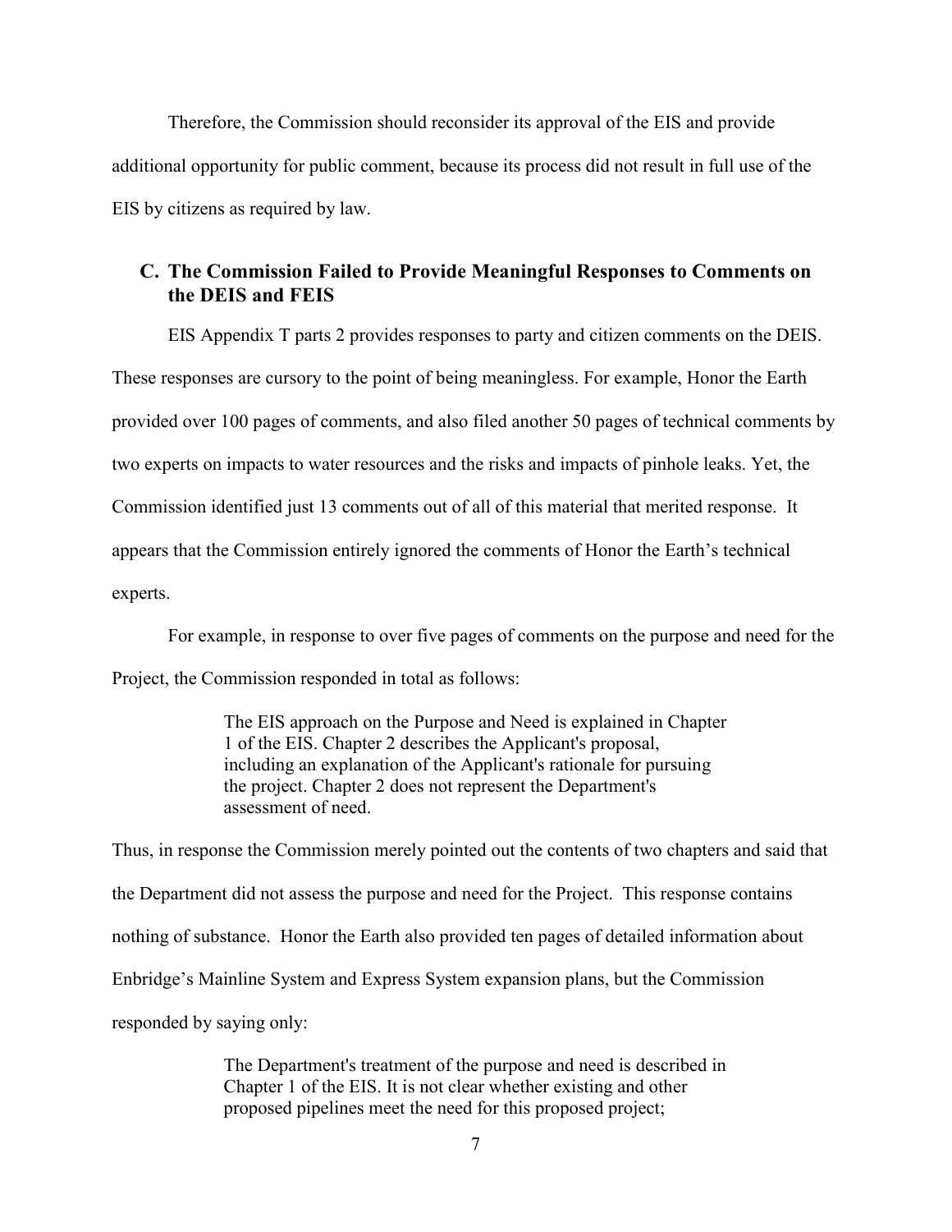Therefore, the Commission should reconsider its approval of the EIS and provide additional opportunity for public comment, because its process did not result in full use of the EIS by citizens as required by law.

### C. The Commission Failed to Provide Meaningful Responses to Comments on the DEIS and FEIS

EIS Appendix T parts 2 provides responses to party and citizen comments on the DEIS. These responses are cursory to the point of being meaningless. For example, Honor the Earth provided over 100 pages of comments, and also filed another 50 pages of technical comments by two experts on impacts to water resources and the risks and impacts of pinhole leaks. Yet, the Commission identified just 13 comments out of all of this material that merited response. It appears that the Commission entirely ignored the comments of Honor the Earth's technical experts.

For example, in response to over five pages of comments on the purpose and need for the Project, the Commission responded in total as follows:

> The EIS approach on the Purpose and Need is explained in Chapter 1 of the EIS. Chapter 2 describes the Applicant's proposal, including an explanation of the Applicant's rationale for pursuing the project. Chapter 2 does not represent the Department's assessment of need.

Thus, in response the Commission merely pointed out the contents of two chapters and said that the Department did not assess the purpose and need for the Project. This response contains nothing of substance. Honor the Earth also provided ten pages of detailed information about Enbridge's Mainline System and Express System expansion plans, but the Commission responded by saying only:

> The Department's treatment of the purpose and need is described in Chapter 1 of the EIS. It is not clear whether existing and other proposed pipelines meet the need for this proposed project;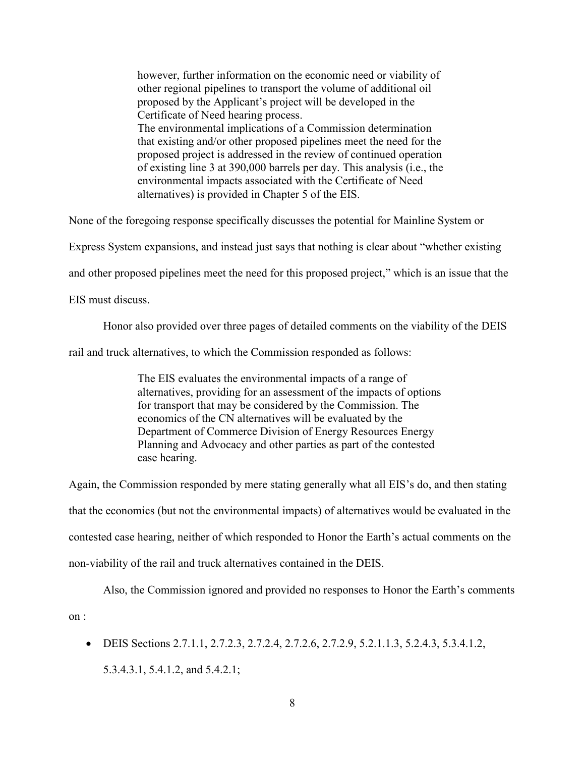> however, further information on the economic need or viability of other regional pipelines to transport the volume of additional oil proposed by the Applicant's project will be developed in the Certificate of Need hearing process.
> The environmental implications of a Commission determination that existing and/or other proposed pipelines meet the need for the proposed project is addressed in the review of continued operation of existing line 3 at 390,000 barrels per day. This analysis (i.e., the environmental impacts associated with the Certificate of Need alternatives) is provided in Chapter 5 of the EIS.

None of the foregoing response specifically discusses the potential for Mainline System or Express System expansions, and instead just says that nothing is clear about "whether existing and other proposed pipelines meet the need for this proposed project," which is an issue that the EIS must discuss.

Honor also provided over three pages of detailed comments on the viability of the DEIS rail and truck alternatives, to which the Commission responded as follows:

> The EIS evaluates the environmental impacts of a range of alternatives, providing for an assessment of the impacts of options for transport that may be considered by the Commission. The economics of the CN alternatives will be evaluated by the Department of Commerce Division of Energy Resources Energy Planning and Advocacy and other parties as part of the contested case hearing.

Again, the Commission responded by mere stating generally what all EIS's do, and then stating that the economics (but not the environmental impacts) of alternatives would be evaluated in the contested case hearing, neither of which responded to Honor the Earth's actual comments on the non-viability of the rail and truck alternatives contained in the DEIS.

Also, the Commission ignored and provided no responses to Honor the Earth's comments on :

- DEIS Sections 2.7.1.1, 2.7.2.3, 2.7.2.4, 2.7.2.6, 2.7.2.9, 5.2.1.1.3, 5.2.4.3, 5.3.4.1.2, 5.3.4.3.1, 5.4.1.2, and 5.4.2.1;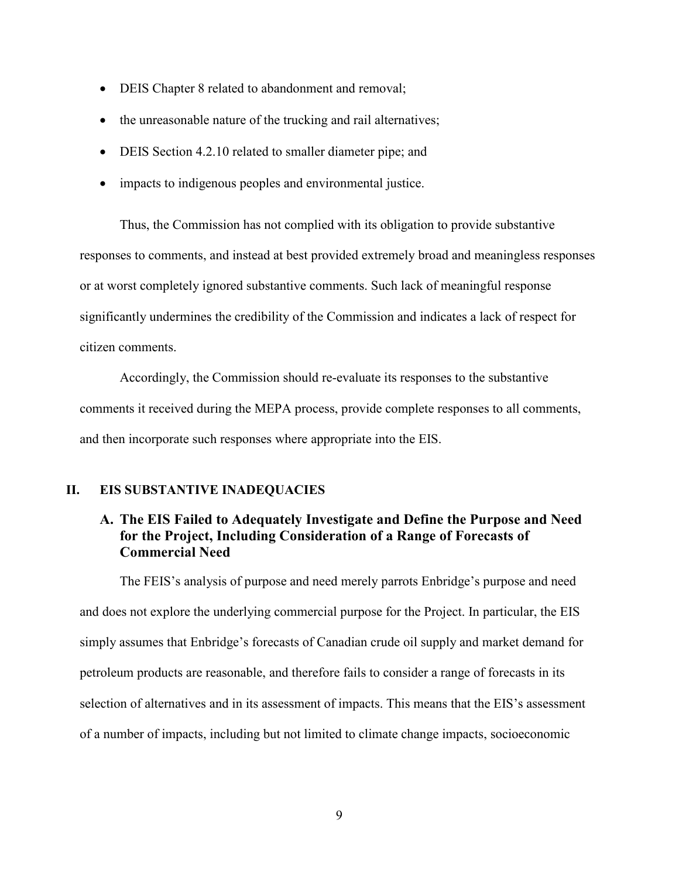- DEIS Chapter 8 related to abandonment and removal;
- the unreasonable nature of the trucking and rail alternatives;
- DEIS Section 4.2.10 related to smaller diameter pipe; and
- impacts to indigenous peoples and environmental justice.

Thus, the Commission has not complied with its obligation to provide substantive responses to comments, and instead at best provided extremely broad and meaningless responses or at worst completely ignored substantive comments. Such lack of meaningful response significantly undermines the credibility of the Commission and indicates a lack of respect for citizen comments.

Accordingly, the Commission should re-evaluate its responses to the substantive comments it received during the MEPA process, provide complete responses to all comments, and then incorporate such responses where appropriate into the EIS.

## II. EIS SUBSTANTIVE INADEQUACIES

### A. The EIS Failed to Adequately Investigate and Define the Purpose and Need for the Project, Including Consideration of a Range of Forecasts of Commercial Need

The FEIS's analysis of purpose and need merely parrots Enbridge's purpose and need and does not explore the underlying commercial purpose for the Project. In particular, the EIS simply assumes that Enbridge's forecasts of Canadian crude oil supply and market demand for petroleum products are reasonable, and therefore fails to consider a range of forecasts in its selection of alternatives and in its assessment of impacts. This means that the EIS's assessment of a number of impacts, including but not limited to climate change impacts, socioeconomic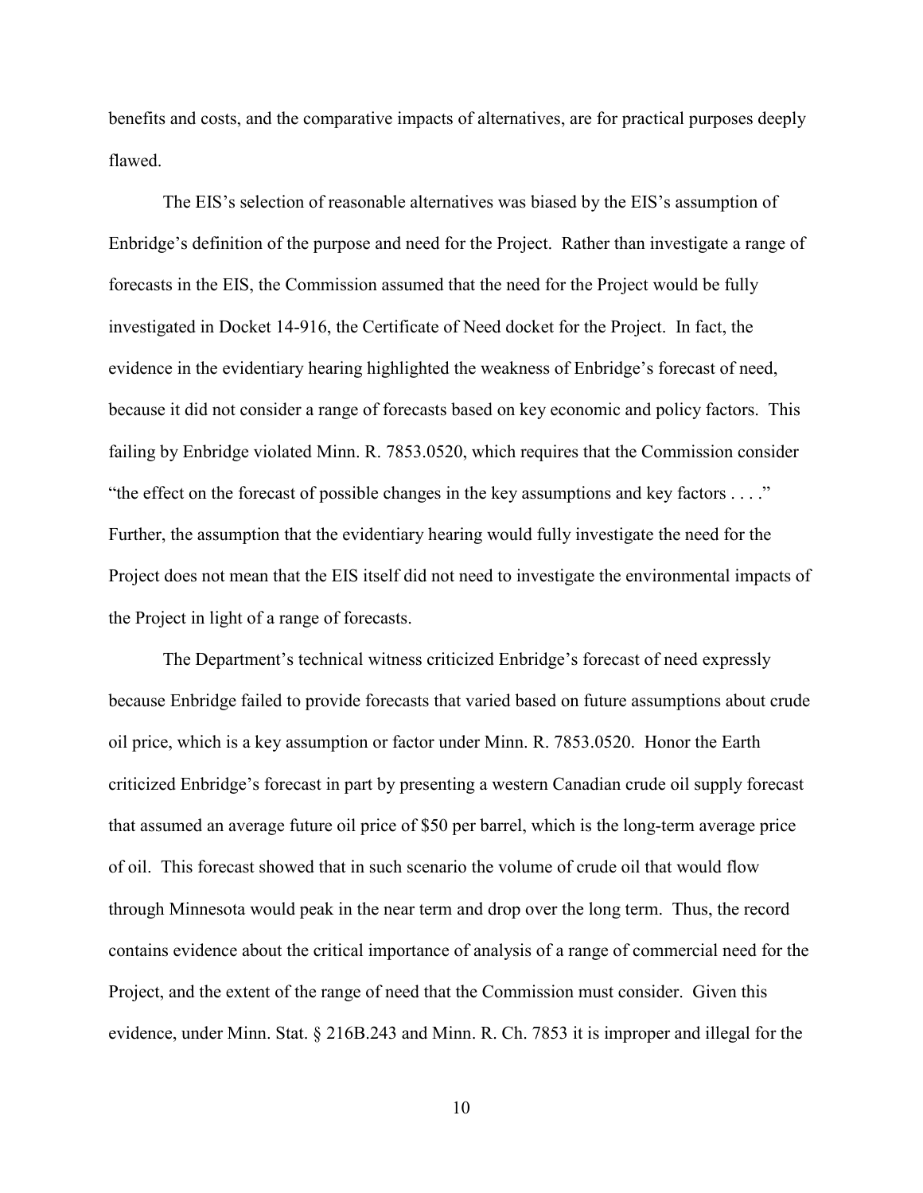benefits and costs, and the comparative impacts of alternatives, are for practical purposes deeply flawed.

The EIS's selection of reasonable alternatives was biased by the EIS's assumption of Enbridge's definition of the purpose and need for the Project. Rather than investigate a range of forecasts in the EIS, the Commission assumed that the need for the Project would be fully investigated in Docket 14-916, the Certificate of Need docket for the Project. In fact, the evidence in the evidentiary hearing highlighted the weakness of Enbridge's forecast of need, because it did not consider a range of forecasts based on key economic and policy factors. This failing by Enbridge violated Minn. R. 7853.0520, which requires that the Commission consider "the effect on the forecast of possible changes in the key assumptions and key factors . . . ." Further, the assumption that the evidentiary hearing would fully investigate the need for the Project does not mean that the EIS itself did not need to investigate the environmental impacts of the Project in light of a range of forecasts.

The Department's technical witness criticized Enbridge's forecast of need expressly because Enbridge failed to provide forecasts that varied based on future assumptions about crude oil price, which is a key assumption or factor under Minn. R. 7853.0520. Honor the Earth criticized Enbridge's forecast in part by presenting a western Canadian crude oil supply forecast that assumed an average future oil price of $50 per barrel, which is the long-term average price of oil. This forecast showed that in such scenario the volume of crude oil that would flow through Minnesota would peak in the near term and drop over the long term. Thus, the record contains evidence about the critical importance of analysis of a range of commercial need for the Project, and the extent of the range of need that the Commission must consider. Given this evidence, under Minn. Stat. § 216B.243 and Minn. R. Ch. 7853 it is improper and illegal for the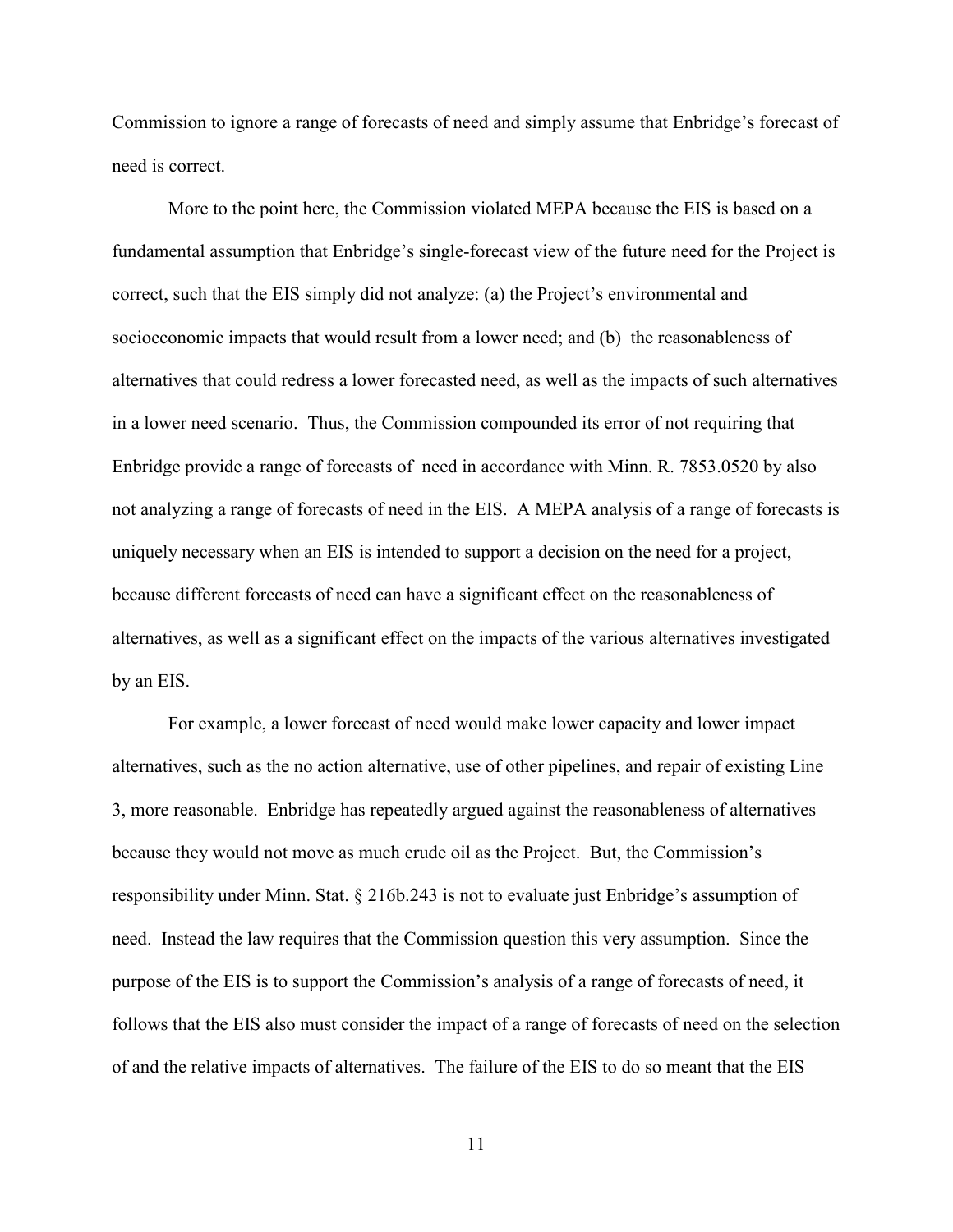Commission to ignore a range of forecasts of need and simply assume that Enbridge's forecast of need is correct.

More to the point here, the Commission violated MEPA because the EIS is based on a fundamental assumption that Enbridge's single-forecast view of the future need for the Project is correct, such that the EIS simply did not analyze: (a) the Project's environmental and socioeconomic impacts that would result from a lower need; and (b) the reasonableness of alternatives that could redress a lower forecasted need, as well as the impacts of such alternatives in a lower need scenario. Thus, the Commission compounded its error of not requiring that Enbridge provide a range of forecasts of need in accordance with Minn. R. 7853.0520 by also not analyzing a range of forecasts of need in the EIS. A MEPA analysis of a range of forecasts is uniquely necessary when an EIS is intended to support a decision on the need for a project, because different forecasts of need can have a significant effect on the reasonableness of alternatives, as well as a significant effect on the impacts of the various alternatives investigated by an EIS.

For example, a lower forecast of need would make lower capacity and lower impact alternatives, such as the no action alternative, use of other pipelines, and repair of existing Line 3, more reasonable. Enbridge has repeatedly argued against the reasonableness of alternatives because they would not move as much crude oil as the Project. But, the Commission's responsibility under Minn. Stat. § 216b.243 is not to evaluate just Enbridge's assumption of need. Instead the law requires that the Commission question this very assumption. Since the purpose of the EIS is to support the Commission's analysis of a range of forecasts of need, it follows that the EIS also must consider the impact of a range of forecasts of need on the selection of and the relative impacts of alternatives. The failure of the EIS to do so meant that the EIS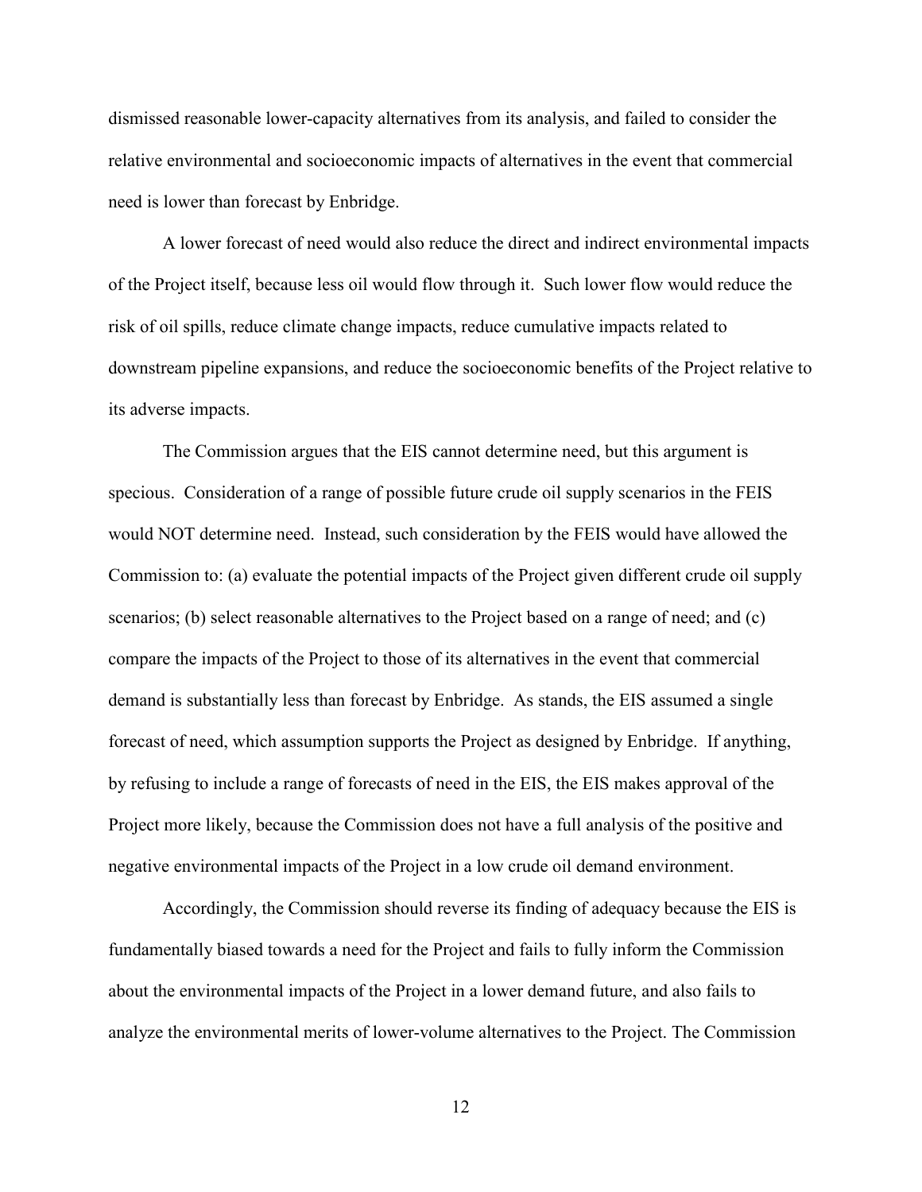dismissed reasonable lower-capacity alternatives from its analysis, and failed to consider the relative environmental and socioeconomic impacts of alternatives in the event that commercial need is lower than forecast by Enbridge.

A lower forecast of need would also reduce the direct and indirect environmental impacts of the Project itself, because less oil would flow through it. Such lower flow would reduce the risk of oil spills, reduce climate change impacts, reduce cumulative impacts related to downstream pipeline expansions, and reduce the socioeconomic benefits of the Project relative to its adverse impacts.

The Commission argues that the EIS cannot determine need, but this argument is specious. Consideration of a range of possible future crude oil supply scenarios in the FEIS would NOT determine need. Instead, such consideration by the FEIS would have allowed the Commission to: (a) evaluate the potential impacts of the Project given different crude oil supply scenarios; (b) select reasonable alternatives to the Project based on a range of need; and (c) compare the impacts of the Project to those of its alternatives in the event that commercial demand is substantially less than forecast by Enbridge. As stands, the EIS assumed a single forecast of need, which assumption supports the Project as designed by Enbridge. If anything, by refusing to include a range of forecasts of need in the EIS, the EIS makes approval of the Project more likely, because the Commission does not have a full analysis of the positive and negative environmental impacts of the Project in a low crude oil demand environment.

Accordingly, the Commission should reverse its finding of adequacy because the EIS is fundamentally biased towards a need for the Project and fails to fully inform the Commission about the environmental impacts of the Project in a lower demand future, and also fails to analyze the environmental merits of lower-volume alternatives to the Project. The Commission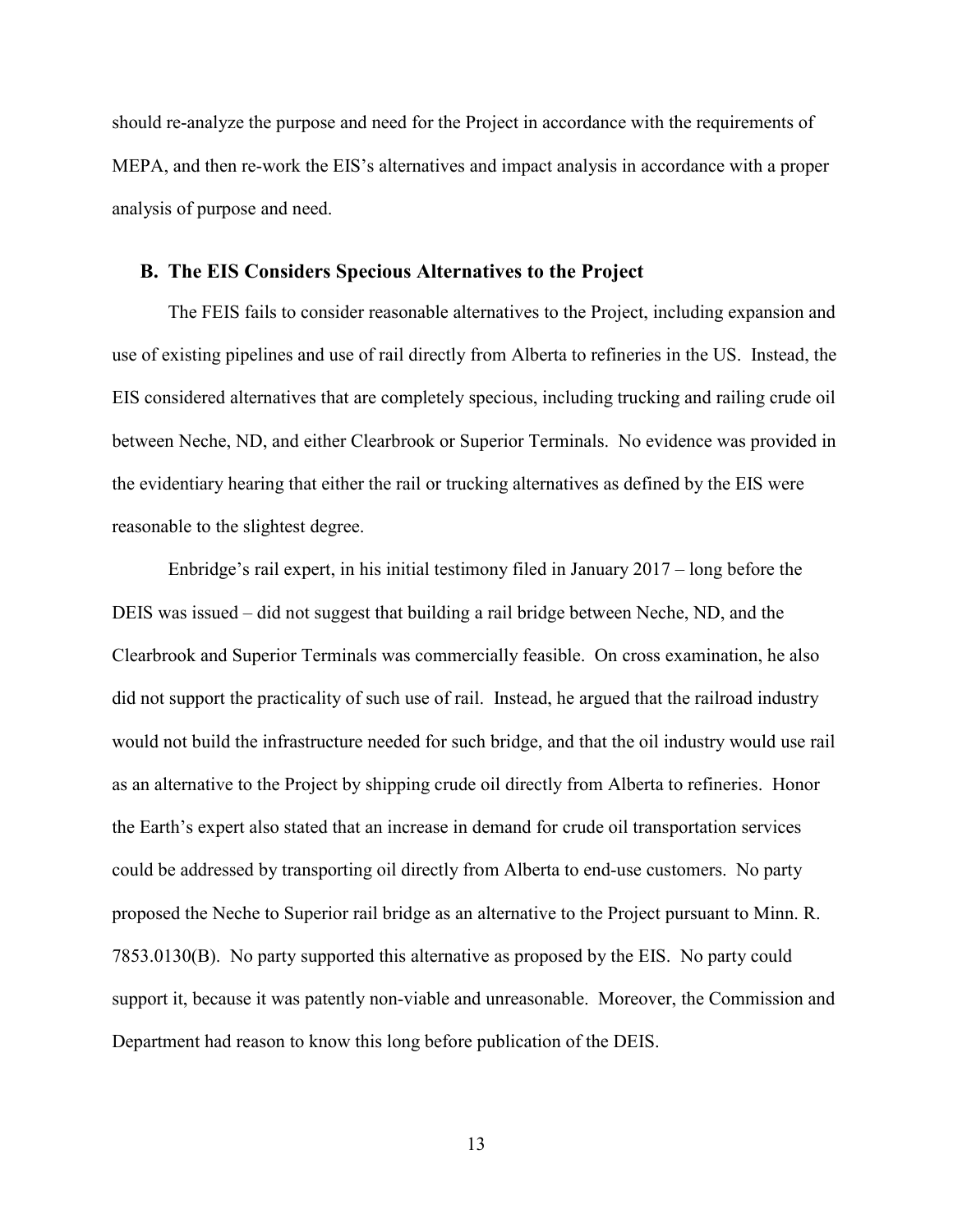should re-analyze the purpose and need for the Project in accordance with the requirements of MEPA, and then re-work the EIS's alternatives and impact analysis in accordance with a proper analysis of purpose and need.

### B. The EIS Considers Specious Alternatives to the Project

The FEIS fails to consider reasonable alternatives to the Project, including expansion and use of existing pipelines and use of rail directly from Alberta to refineries in the US. Instead, the EIS considered alternatives that are completely specious, including trucking and railing crude oil between Neche, ND, and either Clearbrook or Superior Terminals. No evidence was provided in the evidentiary hearing that either the rail or trucking alternatives as defined by the EIS were reasonable to the slightest degree.

Enbridge's rail expert, in his initial testimony filed in January 2017 – long before the DEIS was issued – did not suggest that building a rail bridge between Neche, ND, and the Clearbrook and Superior Terminals was commercially feasible. On cross examination, he also did not support the practicality of such use of rail. Instead, he argued that the railroad industry would not build the infrastructure needed for such bridge, and that the oil industry would use rail as an alternative to the Project by shipping crude oil directly from Alberta to refineries. Honor the Earth's expert also stated that an increase in demand for crude oil transportation services could be addressed by transporting oil directly from Alberta to end-use customers. No party proposed the Neche to Superior rail bridge as an alternative to the Project pursuant to Minn. R. 7853.0130(B). No party supported this alternative as proposed by the EIS. No party could support it, because it was patently non-viable and unreasonable. Moreover, the Commission and Department had reason to know this long before publication of the DEIS.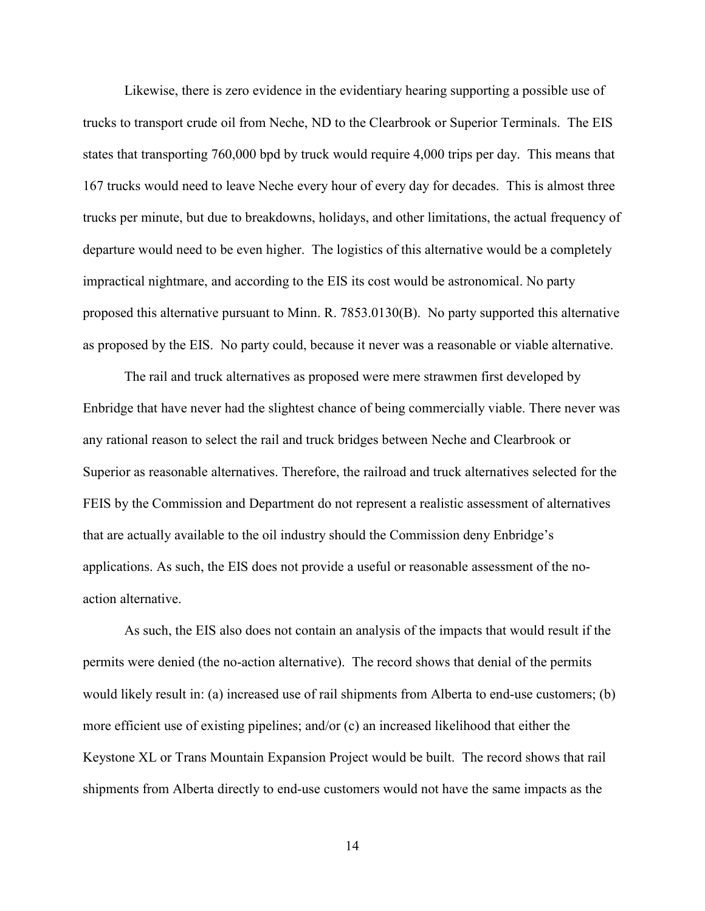Likewise, there is zero evidence in the evidentiary hearing supporting a possible use of trucks to transport crude oil from Neche, ND to the Clearbrook or Superior Terminals. The EIS states that transporting 760,000 bpd by truck would require 4,000 trips per day. This means that 167 trucks would need to leave Neche every hour of every day for decades. This is almost three trucks per minute, but due to breakdowns, holidays, and other limitations, the actual frequency of departure would need to be even higher. The logistics of this alternative would be a completely impractical nightmare, and according to the EIS its cost would be astronomical. No party proposed this alternative pursuant to Minn. R. 7853.0130(B). No party supported this alternative as proposed by the EIS. No party could, because it never was a reasonable or viable alternative.

The rail and truck alternatives as proposed were mere strawmen first developed by Enbridge that have never had the slightest chance of being commercially viable. There never was any rational reason to select the rail and truck bridges between Neche and Clearbrook or Superior as reasonable alternatives. Therefore, the railroad and truck alternatives selected for the FEIS by the Commission and Department do not represent a realistic assessment of alternatives that are actually available to the oil industry should the Commission deny Enbridge's applications. As such, the EIS does not provide a useful or reasonable assessment of the no-action alternative.

As such, the EIS also does not contain an analysis of the impacts that would result if the permits were denied (the no-action alternative). The record shows that denial of the permits would likely result in: (a) increased use of rail shipments from Alberta to end-use customers; (b) more efficient use of existing pipelines; and/or (c) an increased likelihood that either the Keystone XL or Trans Mountain Expansion Project would be built. The record shows that rail shipments from Alberta directly to end-use customers would not have the same impacts as the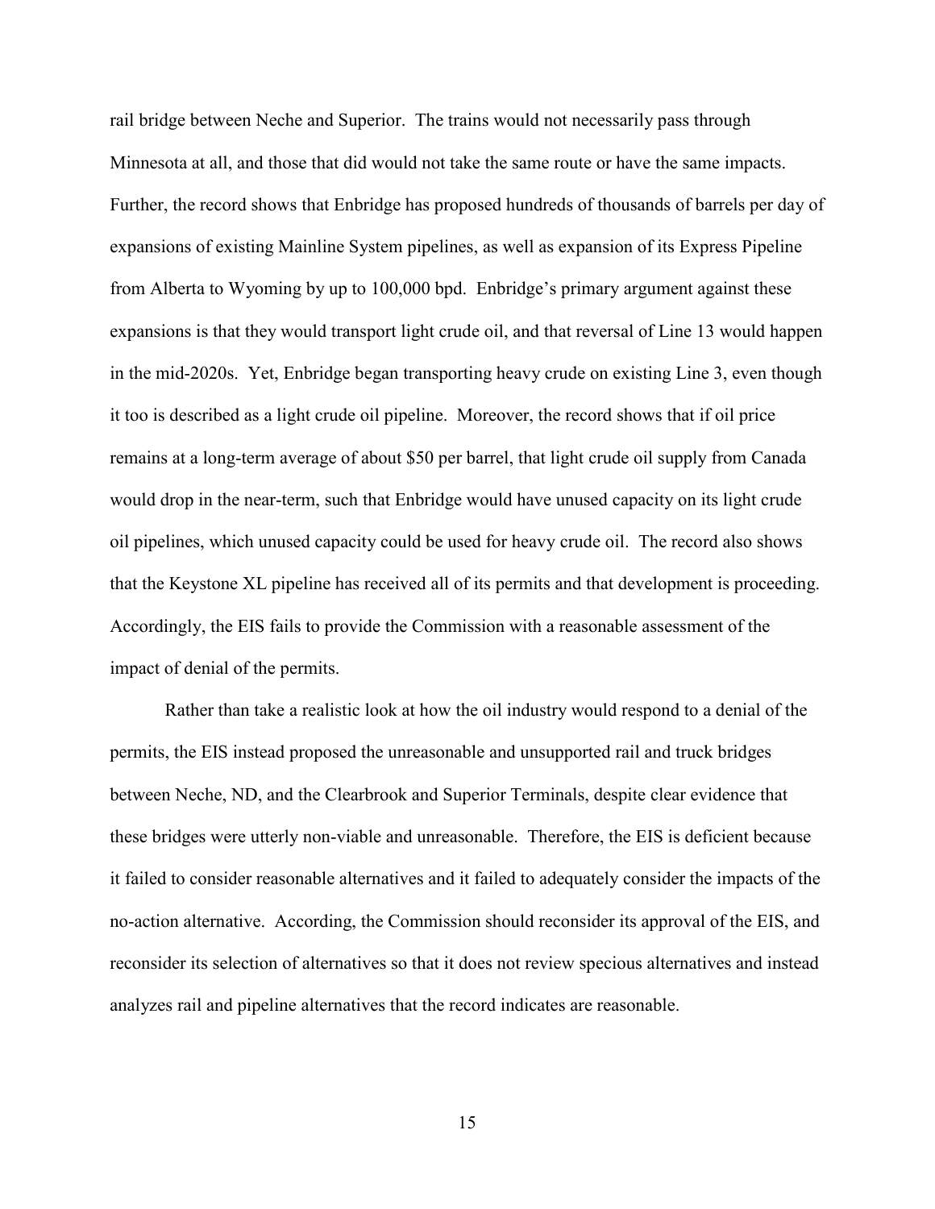rail bridge between Neche and Superior. The trains would not necessarily pass through Minnesota at all, and those that did would not take the same route or have the same impacts. Further, the record shows that Enbridge has proposed hundreds of thousands of barrels per day of expansions of existing Mainline System pipelines, as well as expansion of its Express Pipeline from Alberta to Wyoming by up to 100,000 bpd. Enbridge's primary argument against these expansions is that they would transport light crude oil, and that reversal of Line 13 would happen in the mid-2020s. Yet, Enbridge began transporting heavy crude on existing Line 3, even though it too is described as a light crude oil pipeline. Moreover, the record shows that if oil price remains at a long-term average of about $50 per barrel, that light crude oil supply from Canada would drop in the near-term, such that Enbridge would have unused capacity on its light crude oil pipelines, which unused capacity could be used for heavy crude oil. The record also shows that the Keystone XL pipeline has received all of its permits and that development is proceeding. Accordingly, the EIS fails to provide the Commission with a reasonable assessment of the impact of denial of the permits.

Rather than take a realistic look at how the oil industry would respond to a denial of the permits, the EIS instead proposed the unreasonable and unsupported rail and truck bridges between Neche, ND, and the Clearbrook and Superior Terminals, despite clear evidence that these bridges were utterly non-viable and unreasonable. Therefore, the EIS is deficient because it failed to consider reasonable alternatives and it failed to adequately consider the impacts of the no-action alternative. According, the Commission should reconsider its approval of the EIS, and reconsider its selection of alternatives so that it does not review specious alternatives and instead analyzes rail and pipeline alternatives that the record indicates are reasonable.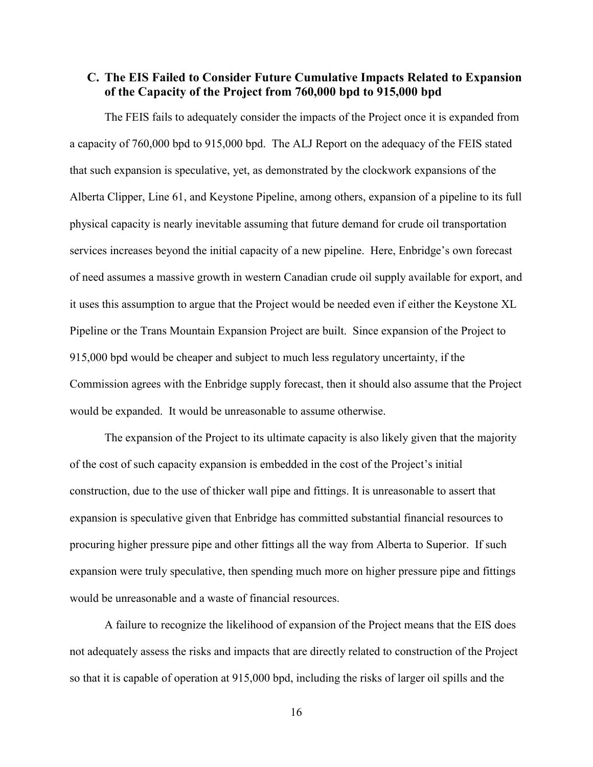### C. The EIS Failed to Consider Future Cumulative Impacts Related to Expansion of the Capacity of the Project from 760,000 bpd to 915,000 bpd

The FEIS fails to adequately consider the impacts of the Project once it is expanded from a capacity of 760,000 bpd to 915,000 bpd. The ALJ Report on the adequacy of the FEIS stated that such expansion is speculative, yet, as demonstrated by the clockwork expansions of the Alberta Clipper, Line 61, and Keystone Pipeline, among others, expansion of a pipeline to its full physical capacity is nearly inevitable assuming that future demand for crude oil transportation services increases beyond the initial capacity of a new pipeline. Here, Enbridge's own forecast of need assumes a massive growth in western Canadian crude oil supply available for export, and it uses this assumption to argue that the Project would be needed even if either the Keystone XL Pipeline or the Trans Mountain Expansion Project are built. Since expansion of the Project to 915,000 bpd would be cheaper and subject to much less regulatory uncertainty, if the Commission agrees with the Enbridge supply forecast, then it should also assume that the Project would be expanded. It would be unreasonable to assume otherwise.

The expansion of the Project to its ultimate capacity is also likely given that the majority of the cost of such capacity expansion is embedded in the cost of the Project's initial construction, due to the use of thicker wall pipe and fittings. It is unreasonable to assert that expansion is speculative given that Enbridge has committed substantial financial resources to procuring higher pressure pipe and other fittings all the way from Alberta to Superior. If such expansion were truly speculative, then spending much more on higher pressure pipe and fittings would be unreasonable and a waste of financial resources.

A failure to recognize the likelihood of expansion of the Project means that the EIS does not adequately assess the risks and impacts that are directly related to construction of the Project so that it is capable of operation at 915,000 bpd, including the risks of larger oil spills and the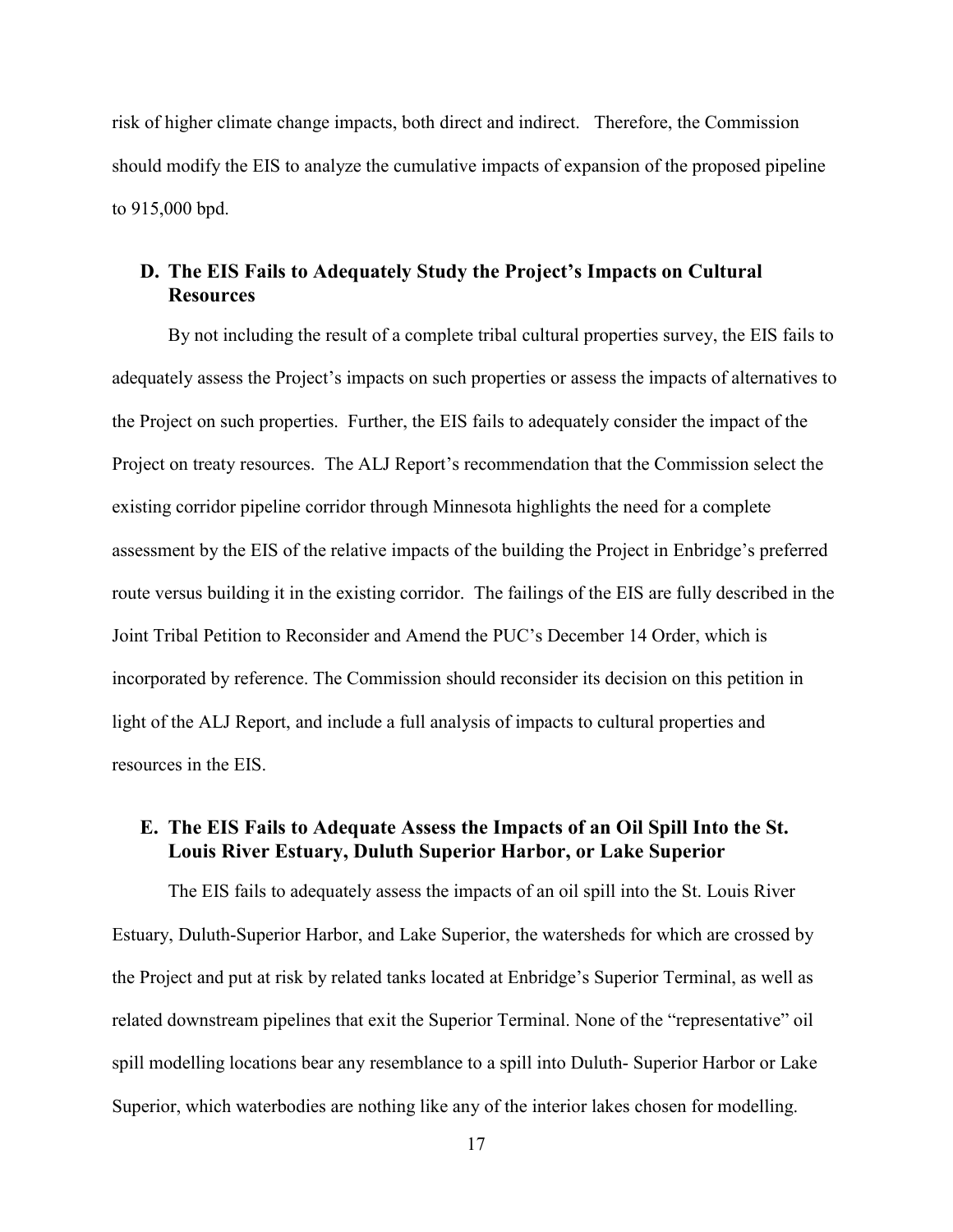risk of higher climate change impacts, both direct and indirect. Therefore, the Commission should modify the EIS to analyze the cumulative impacts of expansion of the proposed pipeline to 915,000 bpd.

### D. The EIS Fails to Adequately Study the Project's Impacts on Cultural Resources

By not including the result of a complete tribal cultural properties survey, the EIS fails to adequately assess the Project's impacts on such properties or assess the impacts of alternatives to the Project on such properties. Further, the EIS fails to adequately consider the impact of the Project on treaty resources. The ALJ Report's recommendation that the Commission select the existing corridor pipeline corridor through Minnesota highlights the need for a complete assessment by the EIS of the relative impacts of the building the Project in Enbridge's preferred route versus building it in the existing corridor. The failings of the EIS are fully described in the Joint Tribal Petition to Reconsider and Amend the PUC's December 14 Order, which is incorporated by reference. The Commission should reconsider its decision on this petition in light of the ALJ Report, and include a full analysis of impacts to cultural properties and resources in the EIS.

### E. The EIS Fails to Adequate Assess the Impacts of an Oil Spill Into the St. Louis River Estuary, Duluth Superior Harbor, or Lake Superior

The EIS fails to adequately assess the impacts of an oil spill into the St. Louis River Estuary, Duluth-Superior Harbor, and Lake Superior, the watersheds for which are crossed by the Project and put at risk by related tanks located at Enbridge's Superior Terminal, as well as related downstream pipelines that exit the Superior Terminal. None of the "representative" oil spill modelling locations bear any resemblance to a spill into Duluth- Superior Harbor or Lake Superior, which waterbodies are nothing like any of the interior lakes chosen for modelling.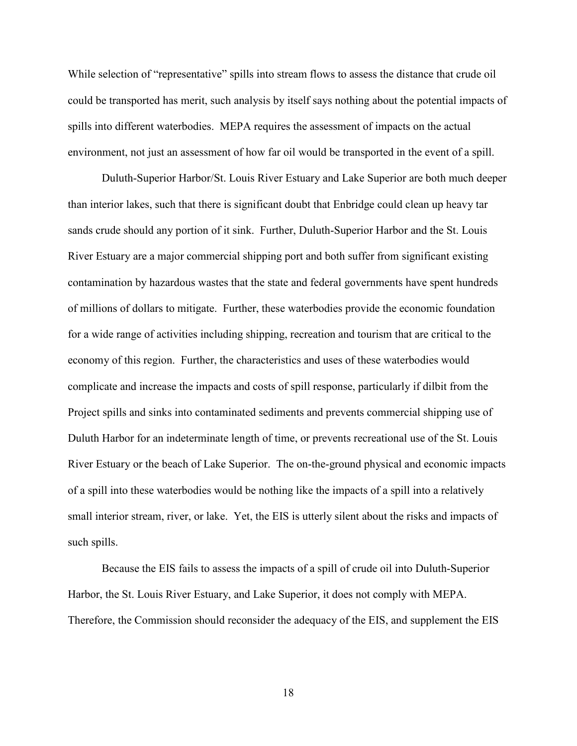While selection of "representative" spills into stream flows to assess the distance that crude oil could be transported has merit, such analysis by itself says nothing about the potential impacts of spills into different waterbodies. MEPA requires the assessment of impacts on the actual environment, not just an assessment of how far oil would be transported in the event of a spill.

Duluth-Superior Harbor/St. Louis River Estuary and Lake Superior are both much deeper than interior lakes, such that there is significant doubt that Enbridge could clean up heavy tar sands crude should any portion of it sink. Further, Duluth-Superior Harbor and the St. Louis River Estuary are a major commercial shipping port and both suffer from significant existing contamination by hazardous wastes that the state and federal governments have spent hundreds of millions of dollars to mitigate. Further, these waterbodies provide the economic foundation for a wide range of activities including shipping, recreation and tourism that are critical to the economy of this region. Further, the characteristics and uses of these waterbodies would complicate and increase the impacts and costs of spill response, particularly if dilbit from the Project spills and sinks into contaminated sediments and prevents commercial shipping use of Duluth Harbor for an indeterminate length of time, or prevents recreational use of the St. Louis River Estuary or the beach of Lake Superior. The on-the-ground physical and economic impacts of a spill into these waterbodies would be nothing like the impacts of a spill into a relatively small interior stream, river, or lake. Yet, the EIS is utterly silent about the risks and impacts of such spills.

Because the EIS fails to assess the impacts of a spill of crude oil into Duluth-Superior Harbor, the St. Louis River Estuary, and Lake Superior, it does not comply with MEPA. Therefore, the Commission should reconsider the adequacy of the EIS, and supplement the EIS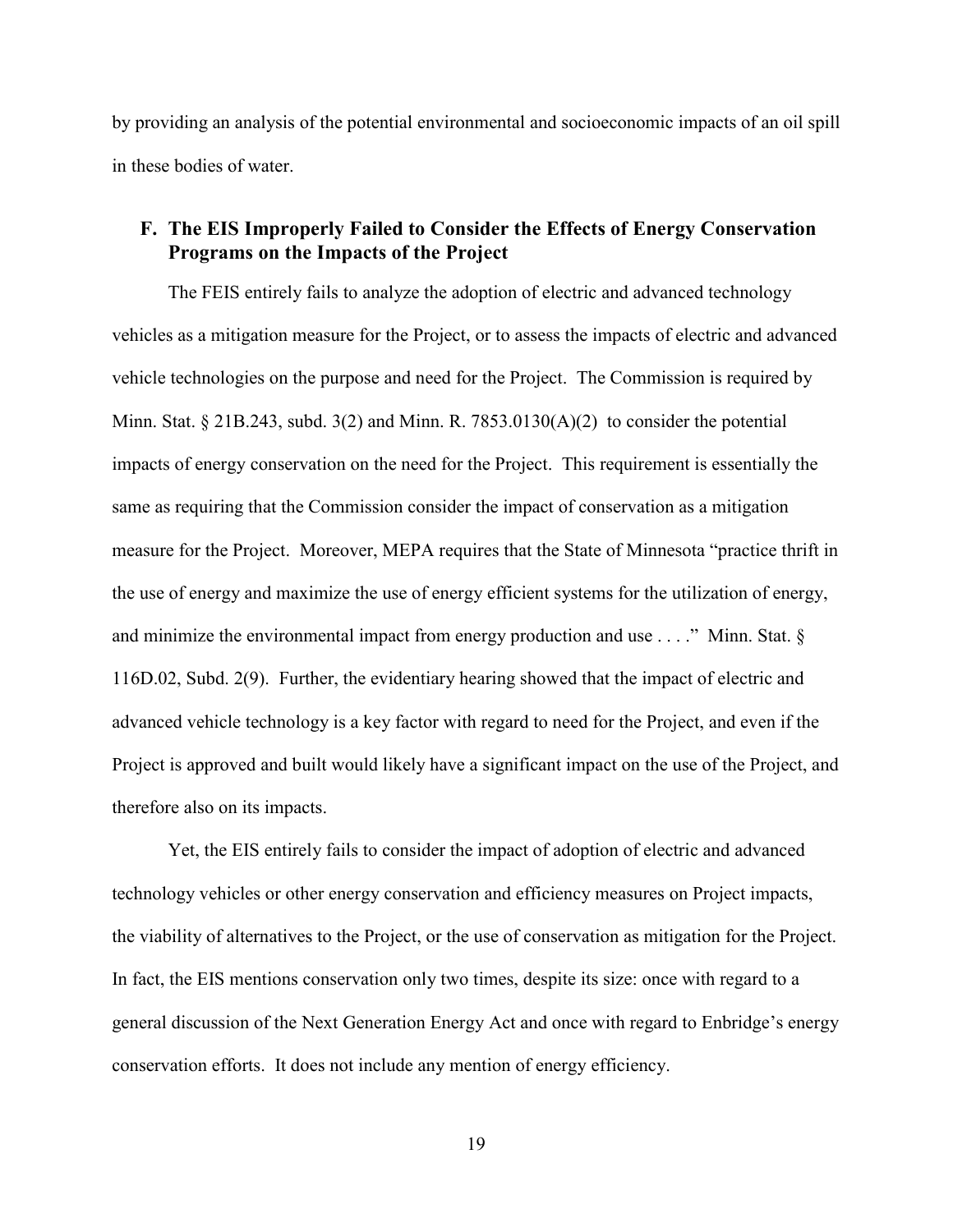by providing an analysis of the potential environmental and socioeconomic impacts of an oil spill in these bodies of water.

## F. The EIS Improperly Failed to Consider the Effects of Energy Conservation Programs on the Impacts of the Project

The FEIS entirely fails to analyze the adoption of electric and advanced technology vehicles as a mitigation measure for the Project, or to assess the impacts of electric and advanced vehicle technologies on the purpose and need for the Project. The Commission is required by Minn. Stat. § 21B.243, subd. 3(2) and Minn. R. 7853.0130(A)(2) to consider the potential impacts of energy conservation on the need for the Project. This requirement is essentially the same as requiring that the Commission consider the impact of conservation as a mitigation measure for the Project. Moreover, MEPA requires that the State of Minnesota "practice thrift in the use of energy and maximize the use of energy efficient systems for the utilization of energy, and minimize the environmental impact from energy production and use . . . ." Minn. Stat. § 116D.02, Subd. 2(9). Further, the evidentiary hearing showed that the impact of electric and advanced vehicle technology is a key factor with regard to need for the Project, and even if the Project is approved and built would likely have a significant impact on the use of the Project, and therefore also on its impacts.

Yet, the EIS entirely fails to consider the impact of adoption of electric and advanced technology vehicles or other energy conservation and efficiency measures on Project impacts, the viability of alternatives to the Project, or the use of conservation as mitigation for the Project. In fact, the EIS mentions conservation only two times, despite its size: once with regard to a general discussion of the Next Generation Energy Act and once with regard to Enbridge's energy conservation efforts. It does not include any mention of energy efficiency.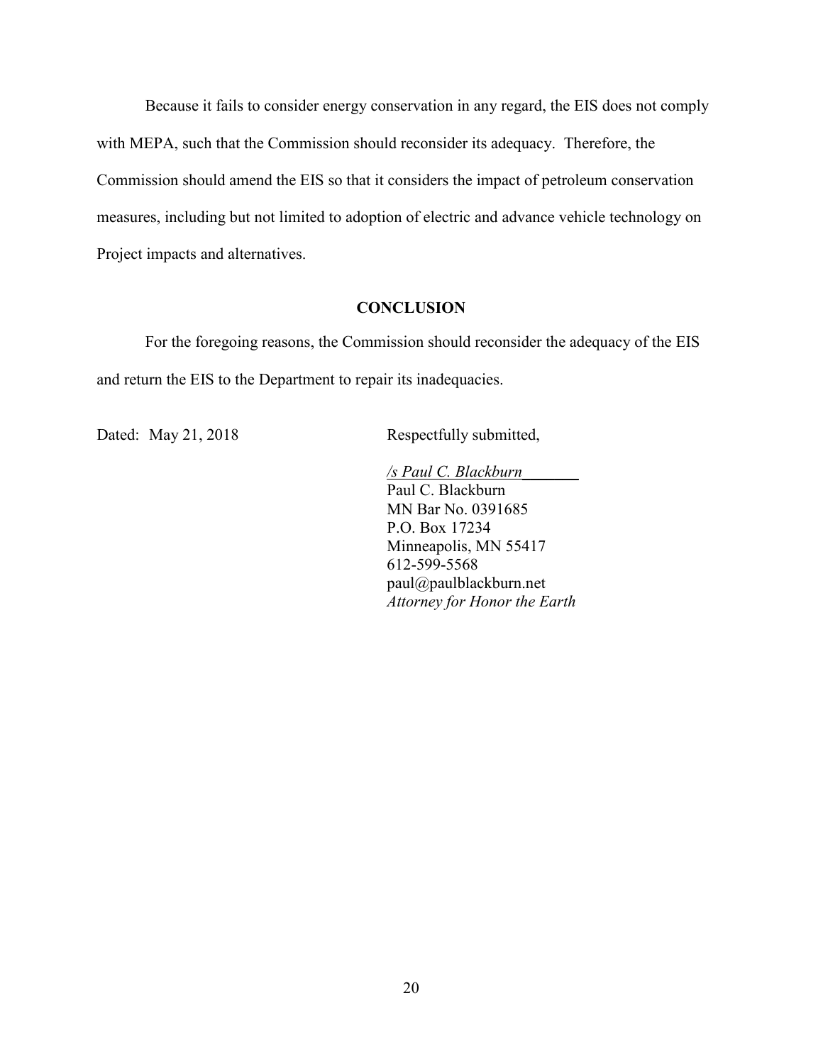Because it fails to consider energy conservation in any regard, the EIS does not comply with MEPA, such that the Commission should reconsider its adequacy. Therefore, the Commission should amend the EIS so that it considers the impact of petroleum conservation measures, including but not limited to adoption of electric and advance vehicle technology on Project impacts and alternatives.

## CONCLUSION

For the foregoing reasons, the Commission should reconsider the adequacy of the EIS and return the EIS to the Department to repair its inadequacies.

Dated: May 21, 2018

Respectfully submitted,

*/s Paul C. Blackburn*
Paul C. Blackburn
MN Bar No. 0391685
P.O. Box 17234
Minneapolis, MN 55417
612-599-5568
paul@paulblackburn.net
*Attorney for Honor the Earth*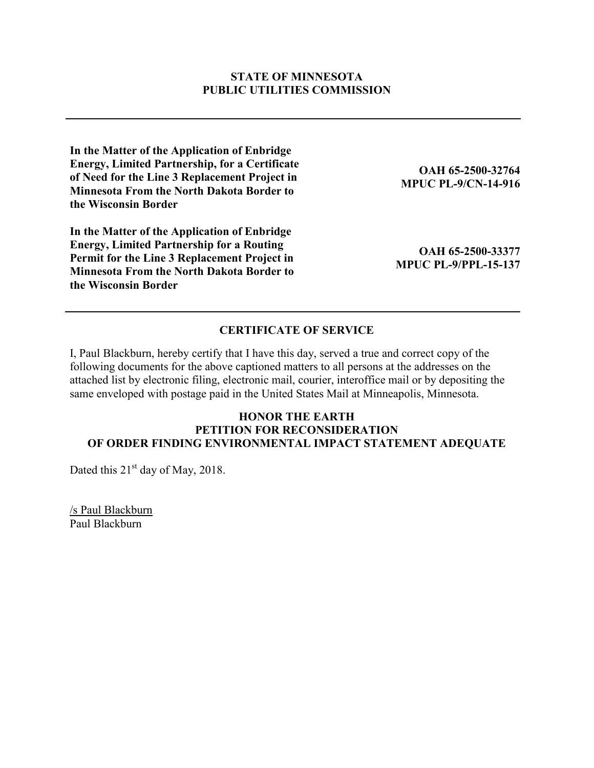**STATE OF MINNESOTA**
**PUBLIC UTILITIES COMMISSION**

---

| | |
|---|---|
| **In the Matter of the Application of Enbridge Energy, Limited Partnership, for a Certificate of Need for the Line 3 Replacement Project in Minnesota From the North Dakota Border to the Wisconsin Border** | **OAH 65-2500-32764**<br>**MPUC PL-9/CN-14-916** |
| **In the Matter of the Application of Enbridge Energy, Limited Partnership for a Routing Permit for the Line 3 Replacement Project in Minnesota From the North Dakota Border to the Wisconsin Border** | **OAH 65-2500-33377**<br>**MPUC PL-9/PPL-15-137** |

---

## CERTIFICATE OF SERVICE

I, Paul Blackburn, hereby certify that I have this day, served a true and correct copy of the following documents for the above captioned matters to all persons at the addresses on the attached list by electronic filing, electronic mail, courier, interoffice mail or by depositing the same enveloped with postage paid in the United States Mail at Minneapolis, Minnesota.

**HONOR THE EARTH**
**PETITION FOR RECONSIDERATION**
**OF ORDER FINDING ENVIRONMENTAL IMPACT STATEMENT ADEQUATE**

Dated this 21st day of May, 2018.

/s Paul Blackburn
Paul Blackburn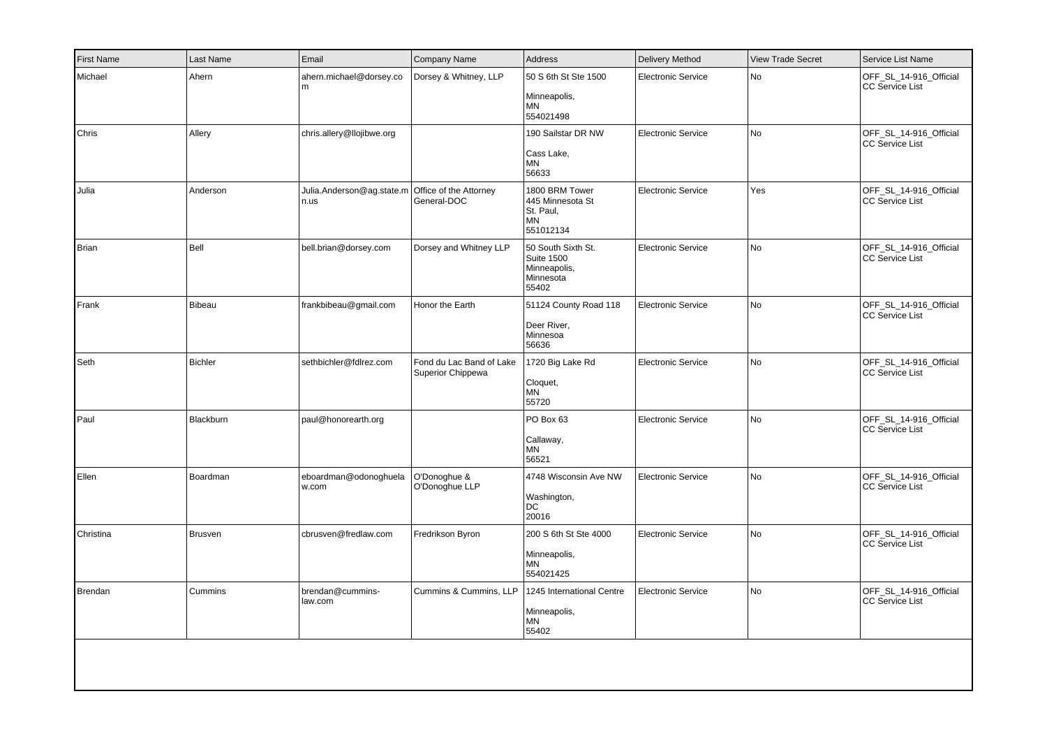| First Name | Last Name | Email | Company Name | Address | Delivery Method | View Trade Secret | Service List Name |
|---|---|---|---|---|---|---|---|
| Michael | Ahern | ahern.michael@dorsey.com | Dorsey & Whitney, LLP | 50 S 6th St Ste 1500<br><br>Minneapolis,<br>MN<br>554021498 | Electronic Service | No | OFF_SL_14-916_Official CC Service List |
| Chris | Allery | chris.allery@llojibwe.org | | 190 Sailstar DR NW<br><br>Cass Lake,<br>MN<br>56633 | Electronic Service | No | OFF_SL_14-916_Official CC Service List |
| Julia | Anderson | Julia.Anderson@ag.state.mn.us | Office of the Attorney General-DOC | 1800 BRM Tower<br>445 Minnesota St<br>St. Paul,<br>MN<br>551012134 | Electronic Service | Yes | OFF_SL_14-916_Official CC Service List |
| Brian | Bell | bell.brian@dorsey.com | Dorsey and Whitney LLP | 50 South Sixth St.<br>Suite 1500<br>Minneapolis,<br>Minnesota<br>55402 | Electronic Service | No | OFF_SL_14-916_Official CC Service List |
| Frank | Bibeau | frankbibeau@gmail.com | Honor the Earth | 51124 County Road 118<br><br>Deer River,<br>Minnesoa<br>56636 | Electronic Service | No | OFF_SL_14-916_Official CC Service List |
| Seth | Bichler | sethbichler@fdlrez.com | Fond du Lac Band of Lake Superior Chippewa | 1720 Big Lake Rd<br><br>Cloquet,<br>MN<br>55720 | Electronic Service | No | OFF_SL_14-916_Official CC Service List |
| Paul | Blackburn | paul@honorearth.org | | PO Box 63<br><br>Callaway,<br>MN<br>56521 | Electronic Service | No | OFF_SL_14-916_Official CC Service List |
| Ellen | Boardman | eboardman@odonoghuelaw.com | O'Donoghue & O'Donoghue LLP | 4748 Wisconsin Ave NW<br><br>Washington,<br>DC<br>20016 | Electronic Service | No | OFF_SL_14-916_Official CC Service List |
| Christina | Brusven | cbrusven@fredlaw.com | Fredrikson Byron | 200 S 6th St Ste 4000<br><br>Minneapolis,<br>MN<br>554021425 | Electronic Service | No | OFF_SL_14-916_Official CC Service List |
| Brendan | Cummins | brendan@cummins-law.com | Cummins & Cummins, LLP | 1245 International Centre<br><br>Minneapolis,<br>MN<br>55402 | Electronic Service | No | OFF_SL_14-916_Official CC Service List |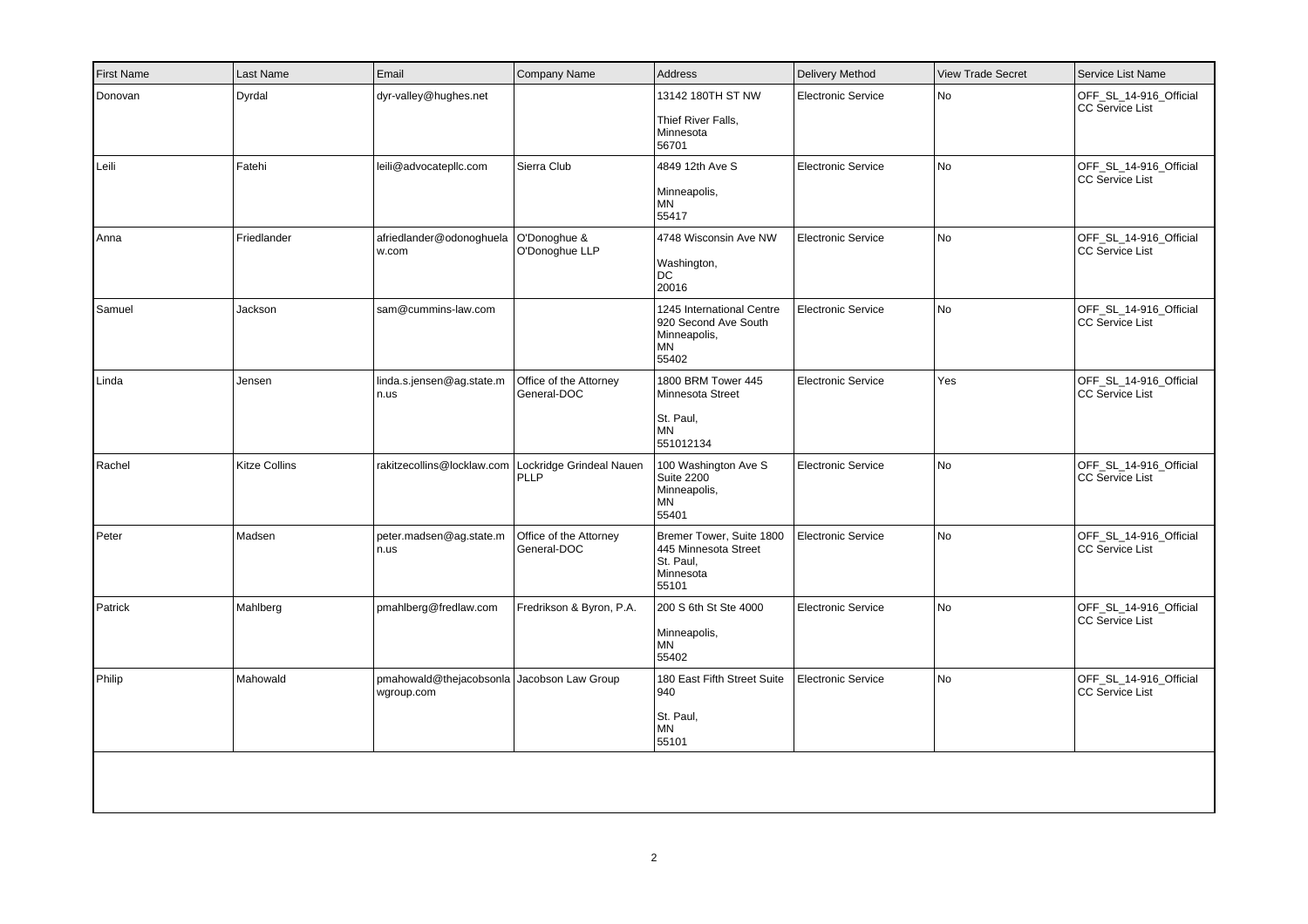| First Name | Last Name | Email | Company Name | Address | Delivery Method | View Trade Secret | Service List Name |
|---|---|---|---|---|---|---|---|
| Donovan | Dyrdal | dyr-valley@hughes.net | | 13142 180TH ST NW<br><br>Thief River Falls, Minnesota 56701 | Electronic Service | No | OFF_SL_14-916_Official CC Service List |
| Leili | Fatehi | leili@advocatepllc.com | Sierra Club | 4849 12th Ave S<br><br>Minneapolis, MN 55417 | Electronic Service | No | OFF_SL_14-916_Official CC Service List |
| Anna | Friedlander | afriedlander@odonoghuelaw.com | O'Donoghue & O'Donoghue LLP | 4748 Wisconsin Ave NW<br><br>Washington, DC 20016 | Electronic Service | No | OFF_SL_14-916_Official CC Service List |
| Samuel | Jackson | sam@cummins-law.com | | 1245 International Centre 920 Second Ave South Minneapolis, MN 55402 | Electronic Service | No | OFF_SL_14-916_Official CC Service List |
| Linda | Jensen | linda.s.jensen@ag.state.mn.us | Office of the Attorney General-DOC | 1800 BRM Tower 445 Minnesota Street<br><br>St. Paul, MN 551012134 | Electronic Service | Yes | OFF_SL_14-916_Official CC Service List |
| Rachel | Kitze Collins | rakitzecollins@locklaw.com | Lockridge Grindeal Nauen PLLP | 100 Washington Ave S Suite 2200 Minneapolis, MN 55401 | Electronic Service | No | OFF_SL_14-916_Official CC Service List |
| Peter | Madsen | peter.madsen@ag.state.mn.us | Office of the Attorney General-DOC | Bremer Tower, Suite 1800 445 Minnesota Street St. Paul, Minnesota 55101 | Electronic Service | No | OFF_SL_14-916_Official CC Service List |
| Patrick | Mahlberg | pmahlberg@fredlaw.com | Fredrikson & Byron, P.A. | 200 S 6th St Ste 4000<br><br>Minneapolis, MN 55402 | Electronic Service | No | OFF_SL_14-916_Official CC Service List |
| Philip | Mahowald | pmahowald@thejacobsonlawgroup.com | Jacobson Law Group | 180 East Fifth Street Suite 940<br><br>St. Paul, MN 55101 | Electronic Service | No | OFF_SL_14-916_Official CC Service List |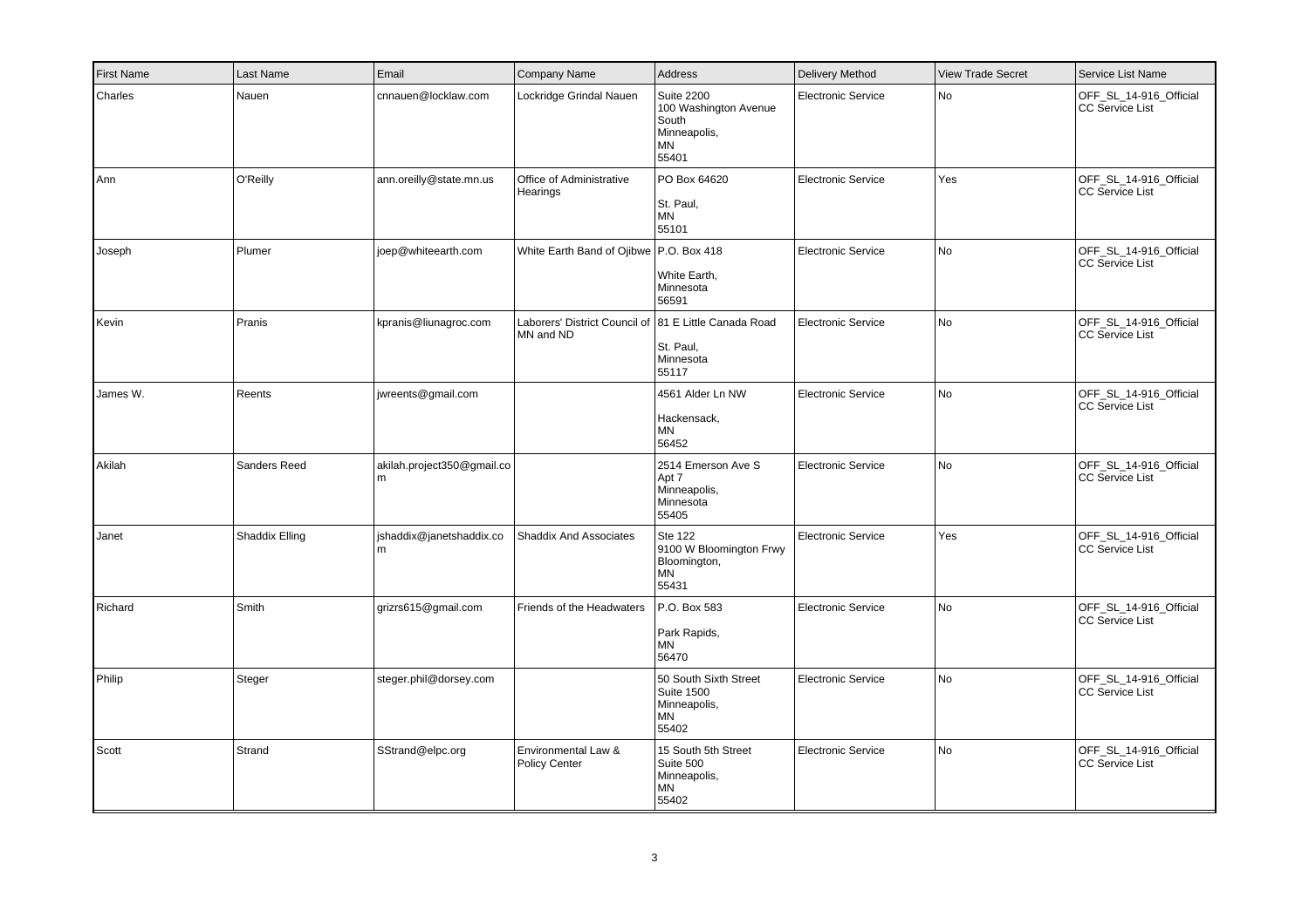| First Name | Last Name | Email | Company Name | Address | Delivery Method | View Trade Secret | Service List Name |
|---|---|---|---|---|---|---|---|
| Charles | Nauen | cnnauen@locklaw.com | Lockridge Grindal Nauen | Suite 2200 100 Washington Avenue South Minneapolis, MN 55401 | Electronic Service | No | OFF_SL_14-916_Official CC Service List |
| Ann | O'Reilly | ann.oreilly@state.mn.us | Office of Administrative Hearings | PO Box 64620 St. Paul, MN 55101 | Electronic Service | Yes | OFF_SL_14-916_Official CC Service List |
| Joseph | Plumer | joep@whiteearth.com | White Earth Band of Ojibwe | P.O. Box 418 White Earth, Minnesota 56591 | Electronic Service | No | OFF_SL_14-916_Official CC Service List |
| Kevin | Pranis | kpranis@liunagroc.com | Laborers' District Council of MN and ND | 81 E Little Canada Road St. Paul, Minnesota 55117 | Electronic Service | No | OFF_SL_14-916_Official CC Service List |
| James W. | Reents | jwreents@gmail.com | | 4561 Alder Ln NW Hackensack, MN 56452 | Electronic Service | No | OFF_SL_14-916_Official CC Service List |
| Akilah | Sanders Reed | akilah.project350@gmail.com | | 2514 Emerson Ave S Apt 7 Minneapolis, Minnesota 55405 | Electronic Service | No | OFF_SL_14-916_Official CC Service List |
| Janet | Shaddix Elling | jshaddix@janetshaddix.com | Shaddix And Associates | Ste 122 9100 W Bloomington Frwy Bloomington, MN 55431 | Electronic Service | Yes | OFF_SL_14-916_Official CC Service List |
| Richard | Smith | grizrs615@gmail.com | Friends of the Headwaters | P.O. Box 583 Park Rapids, MN 56470 | Electronic Service | No | OFF_SL_14-916_Official CC Service List |
| Philip | Steger | steger.phil@dorsey.com | | 50 South Sixth Street Suite 1500 Minneapolis, MN 55402 | Electronic Service | No | OFF_SL_14-916_Official CC Service List |
| Scott | Strand | SStrand@elpc.org | Environmental Law & Policy Center | 15 South 5th Street Suite 500 Minneapolis, MN 55402 | Electronic Service | No | OFF_SL_14-916_Official CC Service List |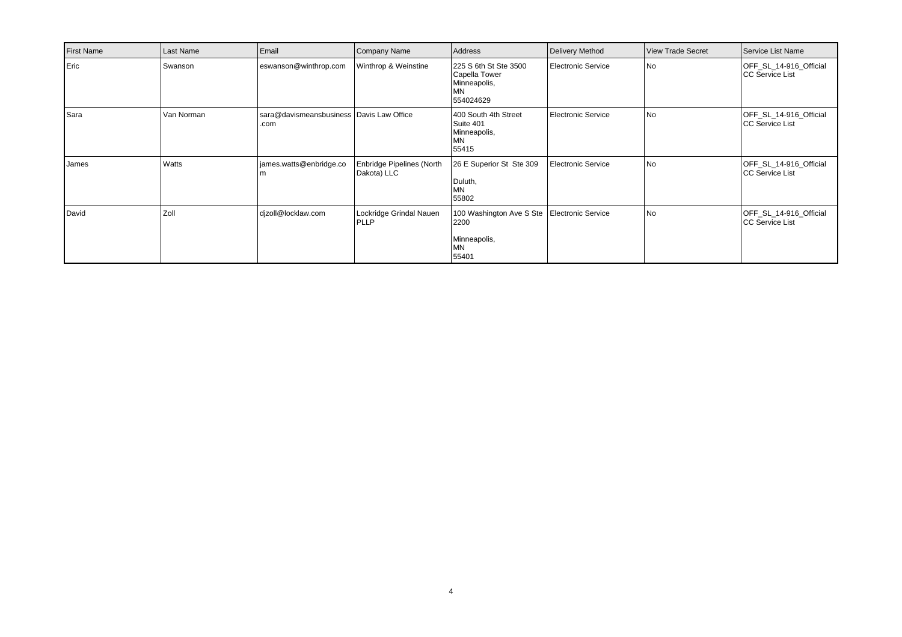| First Name | Last Name | Email | Company Name | Address | Delivery Method | View Trade Secret | Service List Name |
|---|---|---|---|---|---|---|---|
| Eric | Swanson | eswanson@winthrop.com | Winthrop & Weinstine | 225 S 6th St Ste 3500 Capella Tower Minneapolis, MN 554024629 | Electronic Service | No | OFF_SL_14-916_Official CC Service List |
| Sara | Van Norman | sara@davismeansbusiness.com | Davis Law Office | 400 South 4th Street Suite 401 Minneapolis, MN 55415 | Electronic Service | No | OFF_SL_14-916_Official CC Service List |
| James | Watts | james.watts@enbridge.com | Enbridge Pipelines (North Dakota) LLC | 26 E Superior St Ste 309 Duluth, MN 55802 | Electronic Service | No | OFF_SL_14-916_Official CC Service List |
| David | Zoll | djzoll@locklaw.com | Lockridge Grindal Nauen PLLP | 100 Washington Ave S Ste 2200 Minneapolis, MN 55401 | Electronic Service | No | OFF_SL_14-916_Official CC Service List |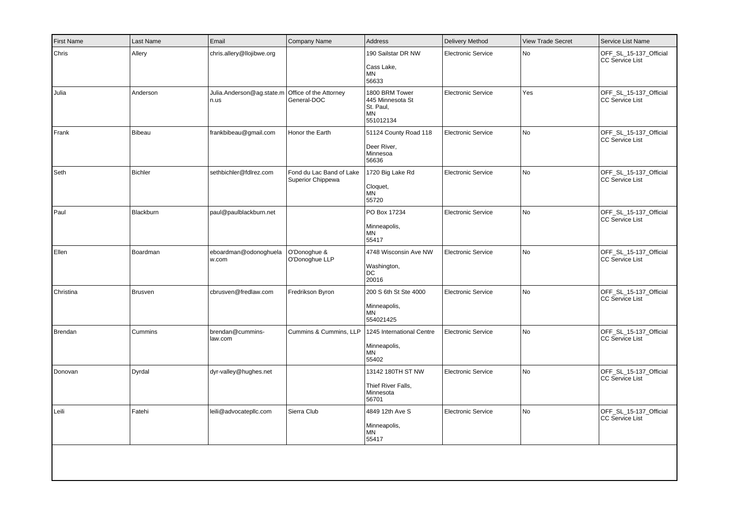| First Name | Last Name | Email | Company Name | Address | Delivery Method | View Trade Secret | Service List Name |
|---|---|---|---|---|---|---|---|
| Chris | Allery | chris.allery@llojibwe.org | | 190 Sailstar DR NW<br><br>Cass Lake,<br>MN<br>56633 | Electronic Service | No | OFF_SL_15-137_Official CC Service List |
| Julia | Anderson | Julia.Anderson@ag.state.mn.us | Office of the Attorney General-DOC | 1800 BRM Tower<br>445 Minnesota St<br>St. Paul,<br>MN<br>551012134 | Electronic Service | Yes | OFF_SL_15-137_Official CC Service List |
| Frank | Bibeau | frankbibeau@gmail.com | Honor the Earth | 51124 County Road 118<br><br>Deer River,<br>Minnesoa<br>56636 | Electronic Service | No | OFF_SL_15-137_Official CC Service List |
| Seth | Bichler | sethbichler@fdlrez.com | Fond du Lac Band of Lake Superior Chippewa | 1720 Big Lake Rd<br><br>Cloquet,<br>MN<br>55720 | Electronic Service | No | OFF_SL_15-137_Official CC Service List |
| Paul | Blackburn | paul@paulblackburn.net | | PO Box 17234<br><br>Minneapolis,<br>MN<br>55417 | Electronic Service | No | OFF_SL_15-137_Official CC Service List |
| Ellen | Boardman | eboardman@odonoghuelaw.com | O'Donoghue & O'Donoghue LLP | 4748 Wisconsin Ave NW<br><br>Washington,<br>DC<br>20016 | Electronic Service | No | OFF_SL_15-137_Official CC Service List |
| Christina | Brusven | cbrusven@fredlaw.com | Fredrikson Byron | 200 S 6th St Ste 4000<br><br>Minneapolis,<br>MN<br>554021425 | Electronic Service | No | OFF_SL_15-137_Official CC Service List |
| Brendan | Cummins | brendan@cummins-law.com | Cummins & Cummins, LLP | 1245 International Centre<br><br>Minneapolis,<br>MN<br>55402 | Electronic Service | No | OFF_SL_15-137_Official CC Service List |
| Donovan | Dyrdal | dyr-valley@hughes.net | | 13142 180TH ST NW<br><br>Thief River Falls,<br>Minnesota<br>56701 | Electronic Service | No | OFF_SL_15-137_Official CC Service List |
| Leili | Fatehi | leili@advocatepllc.com | Sierra Club | 4849 12th Ave S<br><br>Minneapolis,<br>MN<br>55417 | Electronic Service | No | OFF_SL_15-137_Official CC Service List |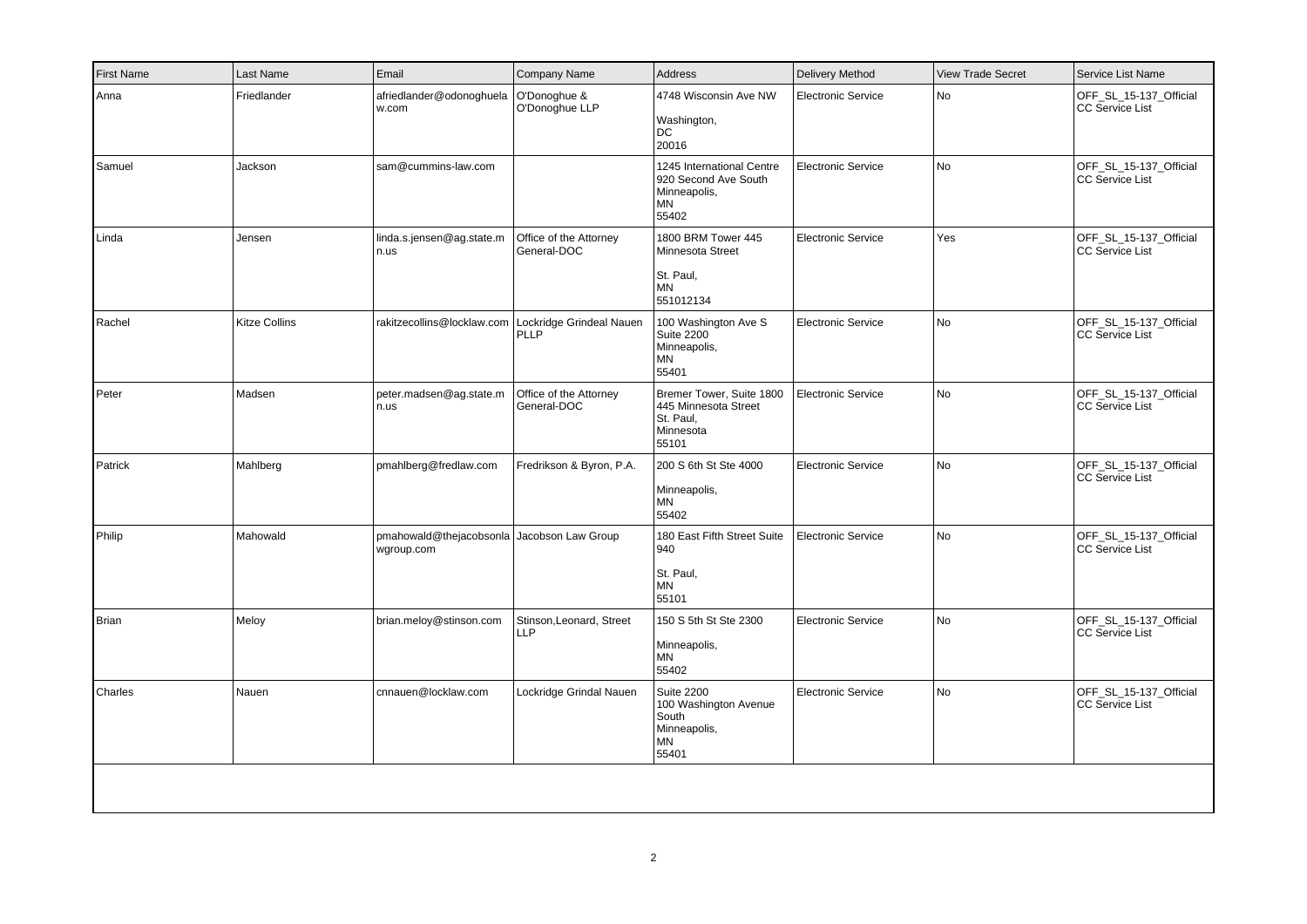| First Name | Last Name | Email | Company Name | Address | Delivery Method | View Trade Secret | Service List Name |
|---|---|---|---|---|---|---|---|
| Anna | Friedlander | afriedlander@odonoghuelaw.com | O'Donoghue & O'Donoghue LLP | 4748 Wisconsin Ave NW<br><br>Washington,<br>DC<br>20016 | Electronic Service | No | OFF_SL_15-137_Official CC Service List |
| Samuel | Jackson | sam@cummins-law.com | | 1245 International Centre<br>920 Second Ave South<br>Minneapolis,<br>MN<br>55402 | Electronic Service | No | OFF_SL_15-137_Official CC Service List |
| Linda | Jensen | linda.s.jensen@ag.state.mn.us | Office of the Attorney General-DOC | 1800 BRM Tower 445 Minnesota Street<br><br>St. Paul,<br>MN<br>551012134 | Electronic Service | Yes | OFF_SL_15-137_Official CC Service List |
| Rachel | Kitze Collins | rakitzecollins@locklaw.com | Lockridge Grindeal Nauen PLLP | 100 Washington Ave S<br>Suite 2200<br>Minneapolis,<br>MN<br>55401 | Electronic Service | No | OFF_SL_15-137_Official CC Service List |
| Peter | Madsen | peter.madsen@ag.state.mn.us | Office of the Attorney General-DOC | Bremer Tower, Suite 1800<br>445 Minnesota Street<br>St. Paul,<br>Minnesota<br>55101 | Electronic Service | No | OFF_SL_15-137_Official CC Service List |
| Patrick | Mahlberg | pmahlberg@fredlaw.com | Fredrikson & Byron, P.A. | 200 S 6th St Ste 4000<br><br>Minneapolis,<br>MN<br>55402 | Electronic Service | No | OFF_SL_15-137_Official CC Service List |
| Philip | Mahowald | pmahowald@thejacobsonlawgroup.com | Jacobson Law Group | 180 East Fifth Street Suite 940<br><br>St. Paul,<br>MN<br>55101 | Electronic Service | No | OFF_SL_15-137_Official CC Service List |
| Brian | Meloy | brian.meloy@stinson.com | Stinson,Leonard, Street LLP | 150 S 5th St Ste 2300<br><br>Minneapolis,<br>MN<br>55402 | Electronic Service | No | OFF_SL_15-137_Official CC Service List |
| Charles | Nauen | cnnauen@locklaw.com | Lockridge Grindal Nauen | Suite 2200<br>100 Washington Avenue South<br>Minneapolis,<br>MN<br>55401 | Electronic Service | No | OFF_SL_15-137_Official CC Service List |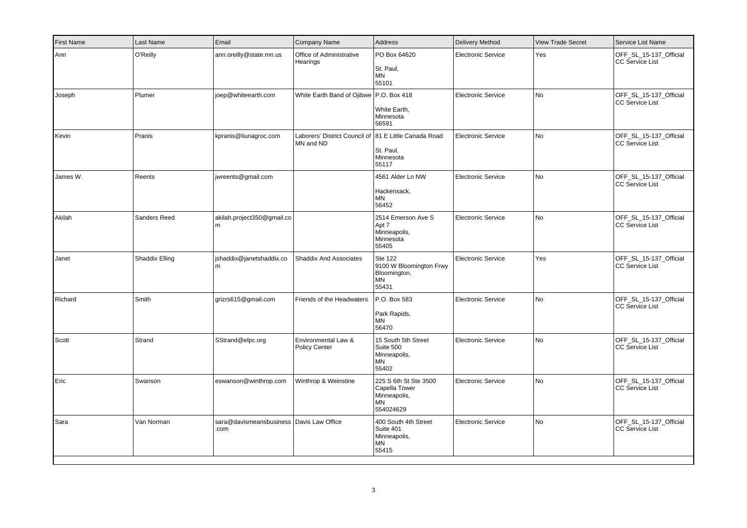| First Name | Last Name | Email | Company Name | Address | Delivery Method | View Trade Secret | Service List Name |
|---|---|---|---|---|---|---|---|
| Ann | O'Reilly | ann.oreilly@state.mn.us | Office of Administrative Hearings | PO Box 64620<br><br>St. Paul,<br>MN<br>55101 | Electronic Service | Yes | OFF_SL_15-137_Official CC Service List |
| Joseph | Plumer | joep@whiteearth.com | White Earth Band of Ojibwe | P.O. Box 418<br><br>White Earth,<br>Minnesota<br>56591 | Electronic Service | No | OFF_SL_15-137_Official CC Service List |
| Kevin | Pranis | kpranis@liunagroc.com | Laborers' District Council of MN and ND | 81 E Little Canada Road<br><br>St. Paul,<br>Minnesota<br>55117 | Electronic Service | No | OFF_SL_15-137_Official CC Service List |
| James W. | Reents | jwreents@gmail.com | | 4561 Alder Ln NW<br><br>Hackensack,<br>MN<br>56452 | Electronic Service | No | OFF_SL_15-137_Official CC Service List |
| Akilah | Sanders Reed | akilah.project350@gmail.com | | 2514 Emerson Ave S<br>Apt 7<br>Minneapolis,<br>Minnesota<br>55405 | Electronic Service | No | OFF_SL_15-137_Official CC Service List |
| Janet | Shaddix Elling | jshaddix@janetshaddix.com | Shaddix And Associates | Ste 122<br>9100 W Bloomington Frwy<br>Bloomington,<br>MN<br>55431 | Electronic Service | Yes | OFF_SL_15-137_Official CC Service List |
| Richard | Smith | grizrs615@gmail.com | Friends of the Headwaters | P.O. Box 583<br><br>Park Rapids,<br>MN<br>56470 | Electronic Service | No | OFF_SL_15-137_Official CC Service List |
| Scott | Strand | SStrand@elpc.org | Environmental Law & Policy Center | 15 South 5th Street<br>Suite 500<br>Minneapolis,<br>MN<br>55402 | Electronic Service | No | OFF_SL_15-137_Official CC Service List |
| Eric | Swanson | eswanson@winthrop.com | Winthrop & Weinstine | 225 S 6th St Ste 3500<br>Capella Tower<br>Minneapolis,<br>MN<br>554024629 | Electronic Service | No | OFF_SL_15-137_Official CC Service List |
| Sara | Van Norman | sara@davismeansbusiness.com | Davis Law Office | 400 South 4th Street<br>Suite 401<br>Minneapolis,<br>MN<br>55415 | Electronic Service | No | OFF_SL_15-137_Official CC Service List |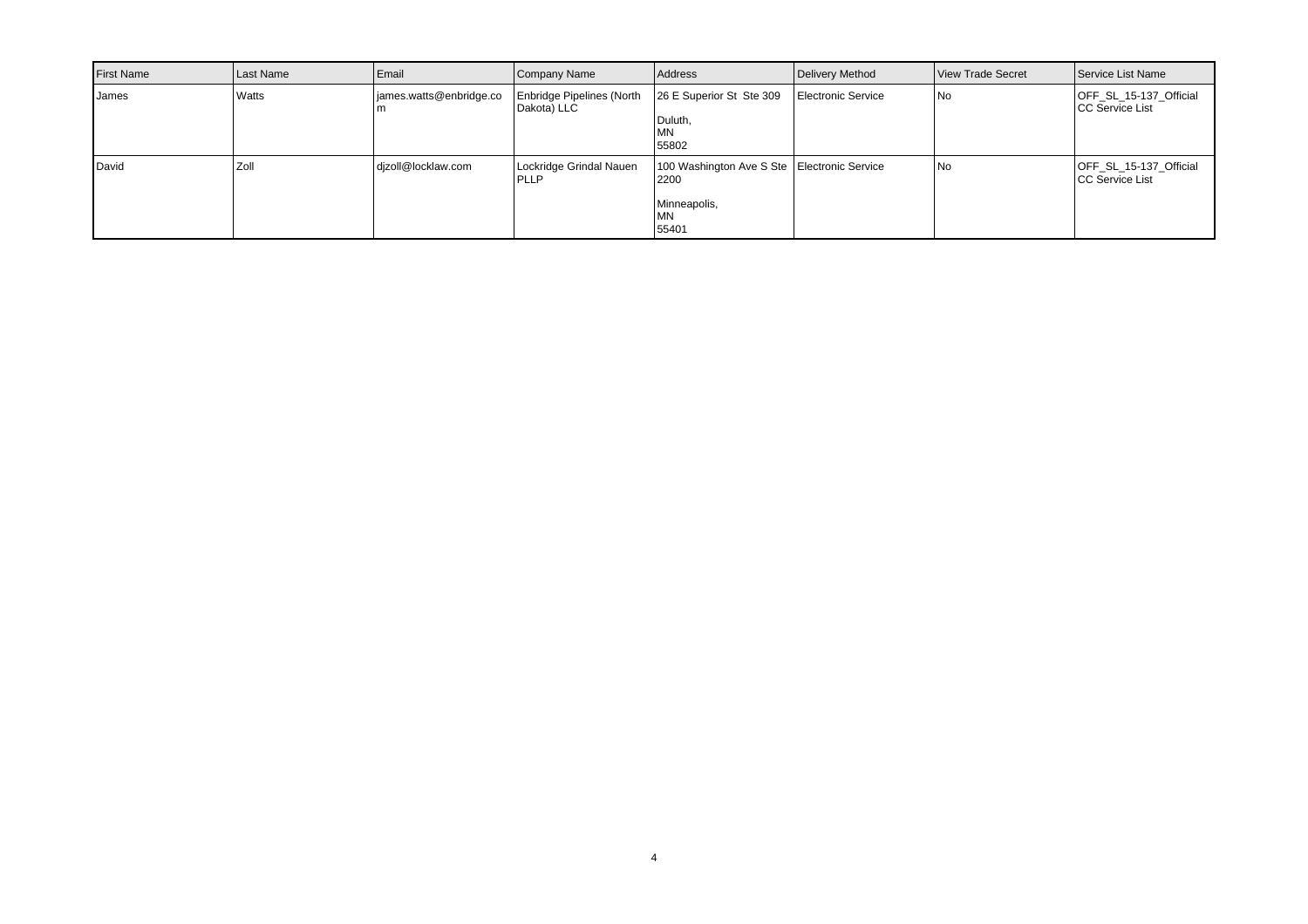| First Name | Last Name | Email | Company Name | Address | Delivery Method | View Trade Secret | Service List Name |
|---|---|---|---|---|---|---|---|
| James | Watts | james.watts@enbridge.com | Enbridge Pipelines (North Dakota) LLC | 26 E Superior St Ste 309 Duluth, MN 55802 | Electronic Service | No | OFF_SL_15-137_Official CC Service List |
| David | Zoll | djzoll@locklaw.com | Lockridge Grindal Nauen PLLP | 100 Washington Ave S Ste 2200 Minneapolis, MN 55401 | Electronic Service | No | OFF_SL_15-137_Official CC Service List |